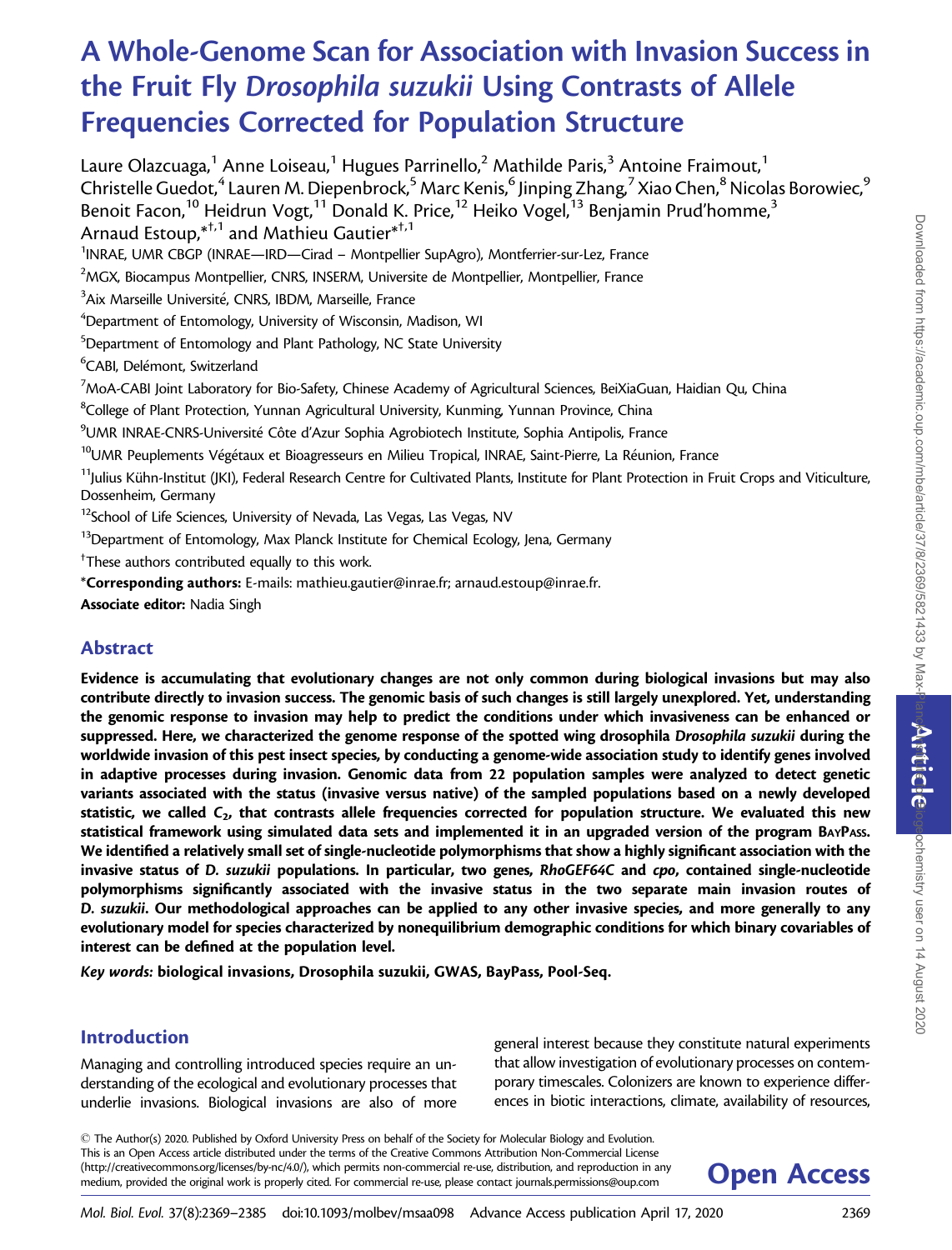# A Whole-Genome Scan for Association with Invasion Success in the Fruit Fly *Drosophila suzukii* Using Contrasts of Allele Frequencies Corrected for Population Structure

Laure Olazcuaga,[1] Anne Loiseau,[1] Hugues Parrinello,[2] Mathilde Paris,[3] Antoine Fraimout,[1] Christelle Guedot,[4] Lauren M. Diepenbrock,[5] Marc Kenis,[6] Jinping Zhang,[7] Xiao Chen,[8] Nicolas Borowiec,[9] Benoit Facon,[10] Heidrun Vogt,[11] Donald K. Price,[12] Heiko Vogel,[13] Benjamin Prud'homme,[3] Arnaud Estoup,[*,†,1] and Mathieu Gautier[*,†,1]

[1]INRAE, UMR CBGP (INRAE—IRD—Cirad – Montpellier SupAgro), Montferrier-sur-Lez, France

[2]MGX, Biocampus Montpellier, CNRS, INSERM, Universite de Montpellier, Montpellier, France

[3]Aix Marseille Université, CNRS, IBDM, Marseille, France

[4]Department of Entomology, University of Wisconsin, Madison, WI

[5]Department of Entomology and Plant Pathology, NC State University

[6]CABI, Delémont, Switzerland

[7]MoA-CABI Joint Laboratory for Bio-Safety, Chinese Academy of Agricultural Sciences, BeiXiaGuan, Haidian Qu, China

[8]College of Plant Protection, Yunnan Agricultural University, Kunming, Yunnan Province, China

[9]UMR INRAE-CNRS-Université Côte d'Azur Sophia Agrobiotech Institute, Sophia Antipolis, France

[10]UMR Peuplements Végétaux et Bioagresseurs en Milieu Tropical, INRAE, Saint-Pierre, La Réunion, France

[11]Julius Kühn-Institut (JKI), Federal Research Centre for Cultivated Plants, Institute for Plant Protection in Fruit Crops and Viticulture, Dossenheim, Germany

[12]School of Life Sciences, University of Nevada, Las Vegas, Las Vegas, NV

[13]Department of Entomology, Max Planck Institute for Chemical Ecology, Jena, Germany

[†]These authors contributed equally to this work.

[*]**Corresponding authors:** E-mails: mathieu.gautier@inrae.fr; arnaud.estoup@inrae.fr.

**Associate editor:** Nadia Singh

## Abstract

**Evidence is accumulating that evolutionary changes are not only common during biological invasions but may also contribute directly to invasion success. The genomic basis of such changes is still largely unexplored. Yet, understanding the genomic response to invasion may help to predict the conditions under which invasiveness can be enhanced or suppressed. Here, we characterized the genome response of the spotted wing drosophila *Drosophila suzukii* during the worldwide invasion of this pest insect species, by conducting a genome-wide association study to identify genes involved in adaptive processes during invasion. Genomic data from 22 population samples were analyzed to detect genetic variants associated with the status (invasive versus native) of the sampled populations based on a newly developed statistic, we called $C_2$, that contrasts allele frequencies corrected for population structure. We evaluated this new statistical framework using simulated data sets and implemented it in an upgraded version of the program BayPass. We identified a relatively small set of single-nucleotide polymorphisms that show a highly significant association with the invasive status of *D. suzukii* populations. In particular, two genes, *RhoGEF64C* and *cpo*, contained single-nucleotide polymorphisms significantly associated with the invasive status in the two separate main invasion routes of *D. suzukii*. Our methodological approaches can be applied to any other invasive species, and more generally to any evolutionary model for species characterized by nonequilibrium demographic conditions for which binary covariables of interest can be defined at the population level.**

*Key words:* **biological invasions, Drosophila suzukii, GWAS, BayPass, Pool-Seq.**

## Introduction

Managing and controlling introduced species require an understanding of the ecological and evolutionary processes that underlie invasions. Biological invasions are also of more general interest because they constitute natural experiments that allow investigation of evolutionary processes on contemporary timescales. Colonizers are known to experience differences in biotic interactions, climate, availability of resources,

© The Author(s) 2020. Published by Oxford University Press on behalf of the Society for Molecular Biology and Evolution. This is an Open Access article distributed under the terms of the Creative Commons Attribution Non-Commercial License (http://creativecommons.org/licenses/by-nc/4.0/), which permits non-commercial re-use, distribution, and reproduction in any medium, provided the original work is properly cited. For commercial re-use, please contact journals.permissions@oup.com

**Open Access**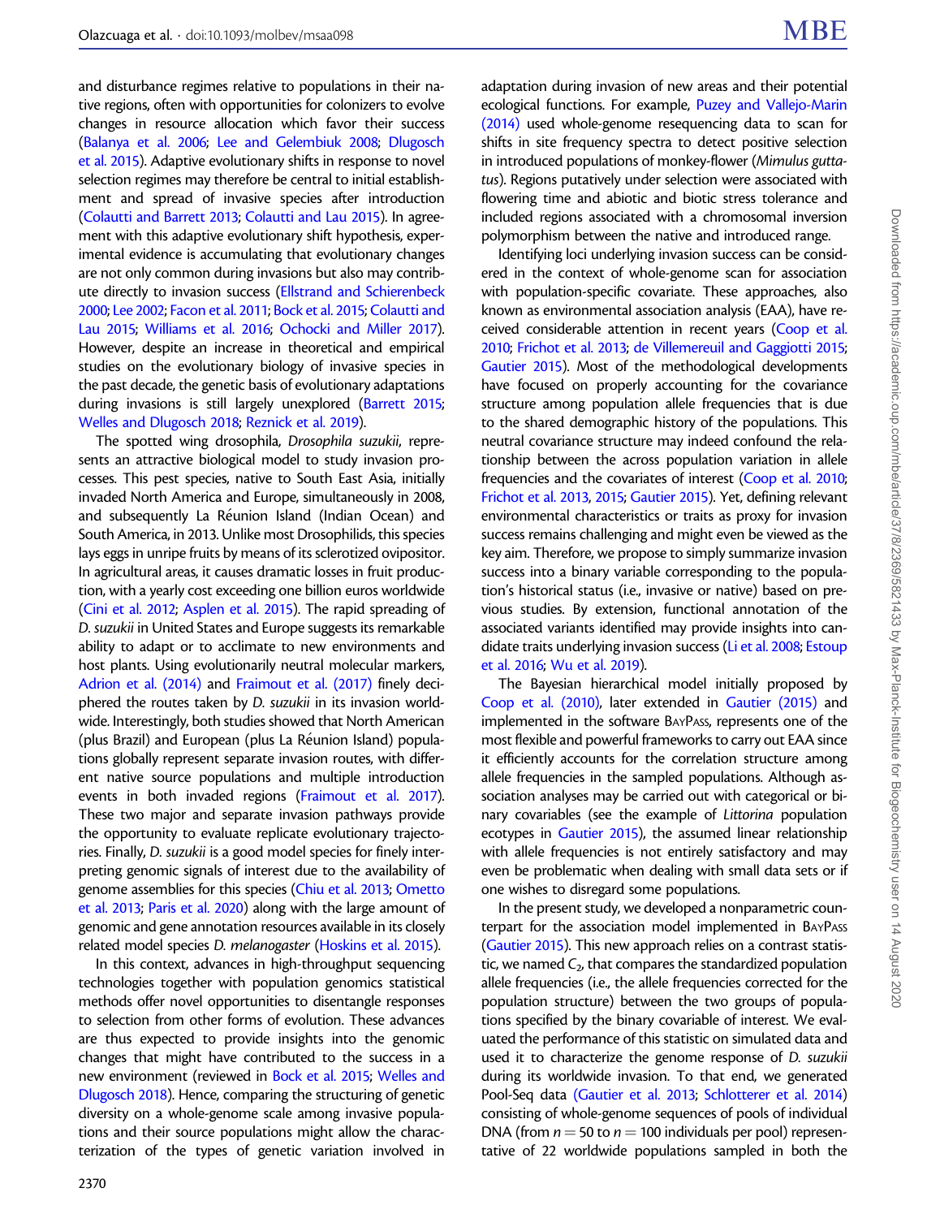and disturbance regimes relative to populations in their native regions, often with opportunities for colonizers to evolve changes in resource allocation which favor their success (Balanya et al. 2006; Lee and Gelembiuk 2008; Dlugosch et al. 2015). Adaptive evolutionary shifts in response to novel selection regimes may therefore be central to initial establishment and spread of invasive species after introduction (Colautti and Barrett 2013; Colautti and Lau 2015). In agreement with this adaptive evolutionary shift hypothesis, experimental evidence is accumulating that evolutionary changes are not only common during invasions but also may contribute directly to invasion success (Ellstrand and Schierenbeck 2000; Lee 2002; Facon et al. 2011; Bock et al. 2015; Colautti and Lau 2015; Williams et al. 2016; Ochocki and Miller 2017). However, despite an increase in theoretical and empirical studies on the evolutionary biology of invasive species in the past decade, the genetic basis of evolutionary adaptations during invasions is still largely unexplored (Barrett 2015; Welles and Dlugosch 2018; Reznick et al. 2019).

The spotted wing drosophila, *Drosophila suzukii*, represents an attractive biological model to study invasion processes. This pest species, native to South East Asia, initially invaded North America and Europe, simultaneously in 2008, and subsequently La Réunion Island (Indian Ocean) and South America, in 2013. Unlike most Drosophilids, this species lays eggs in unripe fruits by means of its sclerotized ovipositor. In agricultural areas, it causes dramatic losses in fruit production, with a yearly cost exceeding one billion euros worldwide (Cini et al. 2012; Asplen et al. 2015). The rapid spreading of *D. suzukii* in United States and Europe suggests its remarkable ability to adapt or to acclimate to new environments and host plants. Using evolutionarily neutral molecular markers, Adrion et al. (2014) and Fraimout et al. (2017) finely deciphered the routes taken by *D. suzukii* in its invasion worldwide. Interestingly, both studies showed that North American (plus Brazil) and European (plus La Réunion Island) populations globally represent separate invasion routes, with different native source populations and multiple introduction events in both invaded regions (Fraimout et al. 2017). These two major and separate invasion pathways provide the opportunity to evaluate replicate evolutionary trajectories. Finally, *D. suzukii* is a good model species for finely interpreting genomic signals of interest due to the availability of genome assemblies for this species (Chiu et al. 2013; Ometto et al. 2013; Paris et al. 2020) along with the large amount of genomic and gene annotation resources available in its closely related model species *D. melanogaster* (Hoskins et al. 2015).

In this context, advances in high-throughput sequencing technologies together with population genomics statistical methods offer novel opportunities to disentangle responses to selection from other forms of evolution. These advances are thus expected to provide insights into the genomic changes that might have contributed to the success in a new environment (reviewed in Bock et al. 2015; Welles and Dlugosch 2018). Hence, comparing the structuring of genetic diversity on a whole-genome scale among invasive populations and their source populations might allow the characterization of the types of genetic variation involved in adaptation during invasion of new areas and their potential ecological functions. For example, Puzey and Vallejo-Marin (2014) used whole-genome resequencing data to scan for shifts in site frequency spectra to detect positive selection in introduced populations of monkey-flower (*Mimulus guttatus*). Regions putatively under selection were associated with flowering time and abiotic and biotic stress tolerance and included regions associated with a chromosomal inversion polymorphism between the native and introduced range.

Identifying loci underlying invasion success can be considered in the context of whole-genome scan for association with population-specific covariate. These approaches, also known as environmental association analysis (EAA), have received considerable attention in recent years (Coop et al. 2010; Frichot et al. 2013; de Villemereuil and Gaggiotti 2015; Gautier 2015). Most of the methodological developments have focused on properly accounting for the covariance structure among population allele frequencies that is due to the shared demographic history of the populations. This neutral covariance structure may indeed confound the relationship between the across population variation in allele frequencies and the covariates of interest (Coop et al. 2010; Frichot et al. 2013, 2015; Gautier 2015). Yet, defining relevant environmental characteristics or traits as proxy for invasion success remains challenging and might even be viewed as the key aim. Therefore, we propose to simply summarize invasion success into a binary variable corresponding to the population's historical status (i.e., invasive or native) based on previous studies. By extension, functional annotation of the associated variants identified may provide insights into candidate traits underlying invasion success (Li et al. 2008; Estoup et al. 2016; Wu et al. 2019).

The Bayesian hierarchical model initially proposed by Coop et al. (2010), later extended in Gautier (2015) and implemented in the software BayPass, represents one of the most flexible and powerful frameworks to carry out EAA since it efficiently accounts for the correlation structure among allele frequencies in the sampled populations. Although association analyses may be carried out with categorical or binary covariables (see the example of *Littorina* population ecotypes in Gautier 2015), the assumed linear relationship with allele frequencies is not entirely satisfactory and may even be problematic when dealing with small data sets or if one wishes to disregard some populations.

In the present study, we developed a nonparametric counterpart for the association model implemented in BayPass (Gautier 2015). This new approach relies on a contrast statistic, we named $C_2$, that compares the standardized population allele frequencies (i.e., the allele frequencies corrected for the population structure) between the two groups of populations specified by the binary covariable of interest. We evaluated the performance of this statistic on simulated data and used it to characterize the genome response of *D. suzukii* during its worldwide invasion. To that end, we generated Pool-Seq data (Gautier et al. 2013; Schlotterer et al. 2014) consisting of whole-genome sequences of pools of individual DNA (from $n = 50$ to $n = 100$ individuals per pool) representative of 22 worldwide populations sampled in both the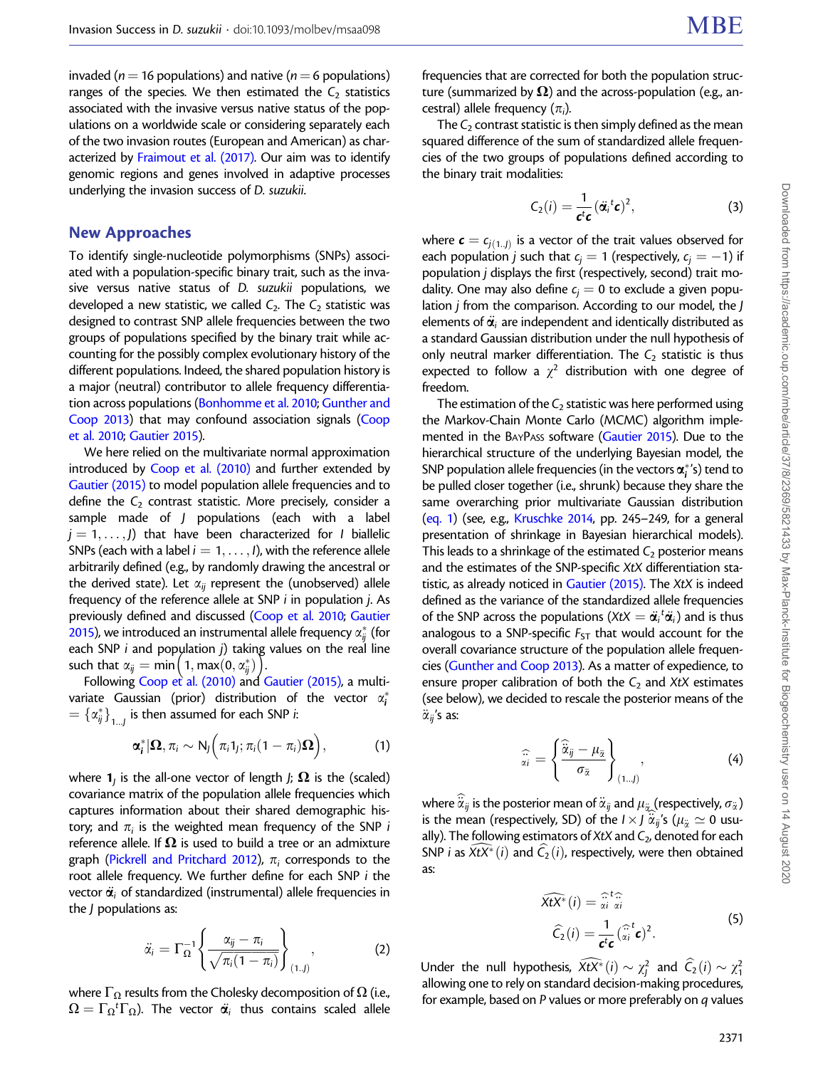invaded ($n = 16$ populations) and native ($n = 6$ populations) ranges of the species. We then estimated the $C_2$ statistics associated with the invasive versus native status of the populations on a worldwide scale or considering separately each of the two invasion routes (European and American) as characterized by Fraimout et al. (2017). Our aim was to identify genomic regions and genes involved in adaptive processes underlying the invasion success of *D. suzukii*.

## New Approaches

To identify single-nucleotide polymorphisms (SNPs) associated with a population-specific binary trait, such as the invasive versus native status of *D. suzukii* populations, we developed a new statistic, we called $C_2$. The $C_2$ statistic was designed to contrast SNP allele frequencies between the two groups of populations specified by the binary trait while accounting for the possibly complex evolutionary history of the different populations. Indeed, the shared population history is a major (neutral) contributor to allele frequency differentiation across populations (Bonhomme et al. 2010; Gunther and Coop 2013) that may confound association signals (Coop et al. 2010; Gautier 2015).

We here relied on the multivariate normal approximation introduced by Coop et al. (2010) and further extended by Gautier (2015) to model population allele frequencies and to define the $C_2$ contrast statistic. More precisely, consider a sample made of $J$ populations (each with a label $j = 1, \ldots, J$) that have been characterized for $I$ biallelic SNPs (each with a label $i = 1, \ldots, I$), with the reference allele arbitrarily defined (e.g., by randomly drawing the ancestral or the derived state). Let $\alpha_{ij}$ represent the (unobserved) allele frequency of the reference allele at SNP $i$ in population $j$. As previously defined and discussed (Coop et al. 2010; Gautier 2015), we introduced an instrumental allele frequency $\alpha^*_{ij}$ (for each SNP $i$ and population $j$) taking values on the real line such that $\alpha_{ij} = \min\left(1, \max(0, \alpha^*_{ij})\right)$.

Following Coop et al. (2010) and Gautier (2015), a multivariate Gaussian (prior) distribution of the vector $\alpha^*_i = \{\alpha^*_{ij}\}_{1...J}$ is then assumed for each SNP $i$:

$$\boldsymbol{\alpha}^*_i|\boldsymbol{\Omega}, \pi_i \sim \mathrm{N}_J\left(\pi_i \mathbf{1}_J; \pi_i(1-\pi_i)\boldsymbol{\Omega}\right), \quad (1)$$

where $\mathbf{1}_J$ is the all-one vector of length $J$; $\boldsymbol{\Omega}$ is the (scaled) covariance matrix of the population allele frequencies which captures information about their shared demographic history; and $\pi_i$ is the weighted mean frequency of the SNP $i$ reference allele. If $\boldsymbol{\Omega}$ is used to build a tree or an admixture graph (Pickrell and Pritchard 2012), $\pi_i$ corresponds to the root allele frequency. We further define for each SNP $i$ the vector $\ddot{\boldsymbol{\alpha}}_i$ of standardized (instrumental) allele frequencies in the $J$ populations as:

$$\ddot{\alpha}_i = \Gamma_\Omega^{-1}\left\{\frac{\alpha_{ij} - \pi_i}{\sqrt{\pi_i(1-\pi_i)}}\right\}_{(1..J)}, \quad (2)$$

where $\Gamma_\Omega$ results from the Cholesky decomposition of $\Omega$ (i.e., $\Omega = \Gamma_\Omega{}^t\Gamma_\Omega$). The vector $\ddot{\boldsymbol{\alpha}}_i$ thus contains scaled allele frequencies that are corrected for both the population structure (summarized by $\boldsymbol{\Omega}$) and the across-population (e.g., ancestral) allele frequency ($\pi_i$).

The $C_2$ contrast statistic is then simply defined as the mean squared difference of the sum of standardized allele frequencies of the two groups of populations defined according to the binary trait modalities:

$$C_2(i) = \frac{1}{\boldsymbol{c}^t\boldsymbol{c}}\left(\ddot{\boldsymbol{\alpha}}_i{}^t\boldsymbol{c}\right)^2, \quad (3)$$

where $\boldsymbol{c} = c_{j(1..J)}$ is a vector of the trait values observed for each population $j$ such that $c_j = 1$ (respectively, $c_j = -1$) if population $j$ displays the first (respectively, second) trait modality. One may also define $c_j = 0$ to exclude a given population $j$ from the comparison. According to our model, the $J$ elements of $\ddot{\boldsymbol{\alpha}}_i$ are independent and identically distributed as a standard Gaussian distribution under the null hypothesis of only neutral marker differentiation. The $C_2$ statistic is thus expected to follow a $\chi^2$ distribution with one degree of freedom.

The estimation of the $C_2$ statistic was here performed using the Markov-Chain Monte Carlo (MCMC) algorithm implemented in the BAYPASS software (Gautier 2015). Due to the hierarchical structure of the underlying Bayesian model, the SNP population allele frequencies (in the vectors $\boldsymbol{\alpha}^*_i$'s) tend to be pulled closer together (i.e., shrunk) because they share the same overarching prior multivariate Gaussian distribution (eq. 1) (see, e.g., Kruschke 2014, pp. 245–249, for a general presentation of shrinkage in Bayesian hierarchical models). This leads to a shrinkage of the estimated $C_2$ posterior means and the estimates of the SNP-specific *XtX* differentiation statistic, as already noticed in Gautier (2015). The *XtX* is indeed defined as the variance of the standardized allele frequencies of the SNP across the populations ($XtX = \ddot{\boldsymbol{\alpha}}_i{}^t\ddot{\boldsymbol{\alpha}}_i$) and is thus analogous to a SNP-specific $F_{ST}$ that would account for the overall covariance structure of the population allele frequencies (Gunther and Coop 2013). As a matter of expedience, to ensure proper calibration of both the $C_2$ and *XtX* estimates (see below), we decided to rescale the posterior means of the $\ddot{\alpha}_{ij}$'s as:

$$\hat{\ddot{\alpha}}_i = \left\{\frac{\hat{\ddot{\alpha}}_{ij} - \mu_{\ddot{\alpha}}}{\sigma_{\ddot{\alpha}}}\right\}_{(1...J)}, \quad (4)$$

where $\hat{\ddot{\alpha}}_{ij}$ is the posterior mean of $\ddot{\alpha}_{ij}$ and $\mu_{\ddot{\alpha}}$ (respectively, $\sigma_{\ddot{\alpha}}$) is the mean (respectively, SD) of the $I \times J$ $\hat{\ddot{\alpha}}_{ij}$'s ($\mu_{\ddot{\alpha}} \simeq 0$ usually). The following estimators of *XtX* and $C_2$, denoted for each SNP $i$ as $\widehat{XtX^*}(i)$ and $\widehat{C}_2(i)$, respectively, were then obtained as:

$$\begin{aligned} \widehat{XtX^*}(i) &= \hat{\ddot{\alpha}}_i{}^t\hat{\ddot{\alpha}}_i \\ \widehat{C}_2(i) &= \frac{1}{\boldsymbol{c}^t\boldsymbol{c}}\left(\hat{\ddot{\alpha}}_i{}^t\boldsymbol{c}\right)^2. \end{aligned} \quad (5)$$

Under the null hypothesis, $\widehat{XtX^*}(i) \sim \chi^2_J$ and $\widehat{C}_2(i) \sim \chi^2_1$ allowing one to rely on standard decision-making procedures, for example, based on $P$ values or more preferably on $q$ values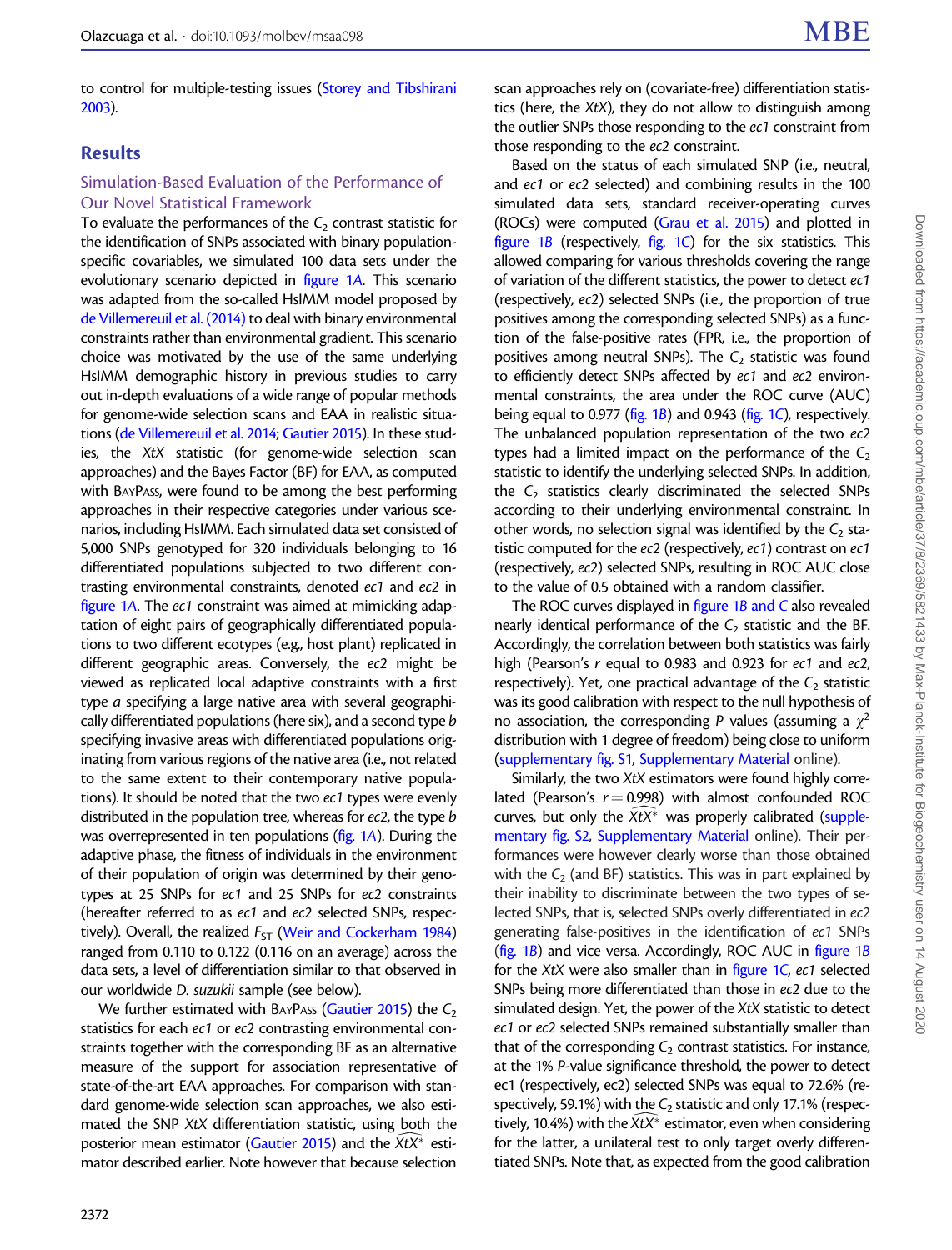to control for multiple-testing issues (Storey and Tibshirani 2003).

## Results

### Simulation-Based Evaluation of the Performance of Our Novel Statistical Framework

To evaluate the performances of the $C_2$ contrast statistic for the identification of SNPs associated with binary population-specific covariables, we simulated 100 data sets under the evolutionary scenario depicted in figure 1A. This scenario was adapted from the so-called HsIMM model proposed by de Villemereuil et al. (2014) to deal with binary environmental constraints rather than environmental gradient. This scenario choice was motivated by the use of the same underlying HsIMM demographic history in previous studies to carry out in-depth evaluations of a wide range of popular methods for genome-wide selection scans and EAA in realistic situations (de Villemereuil et al. 2014; Gautier 2015). In these studies, the *XtX* statistic (for genome-wide selection scan approaches) and the Bayes Factor (BF) for EAA, as computed with BayPass, were found to be among the best performing approaches in their respective categories under various scenarios, including HsIMM. Each simulated data set consisted of 5,000 SNPs genotyped for 320 individuals belonging to 16 differentiated populations subjected to two different contrasting environmental constraints, denoted *ec1* and *ec2* in figure 1A. The *ec1* constraint was aimed at mimicking adaptation of eight pairs of geographically differentiated populations to two different ecotypes (e.g., host plant) replicated in different geographic areas. Conversely, the *ec2* might be viewed as replicated local adaptive constraints with a first type *a* specifying a large native area with several geographically differentiated populations (here six), and a second type *b* specifying invasive areas with differentiated populations originating from various regions of the native area (i.e., not related to the same extent to their contemporary native populations). It should be noted that the two *ec1* types were evenly distributed in the population tree, whereas for *ec2*, the type *b* was overrepresented in ten populations (fig. 1A). During the adaptive phase, the fitness of individuals in the environment of their population of origin was determined by their genotypes at 25 SNPs for *ec1* and 25 SNPs for *ec2* constraints (hereafter referred to as *ec1* and *ec2* selected SNPs, respectively). Overall, the realized $F_{ST}$ (Weir and Cockerham 1984) ranged from 0.110 to 0.122 (0.116 on an average) across the data sets, a level of differentiation similar to that observed in our worldwide *D. suzukii* sample (see below).

We further estimated with BayPass (Gautier 2015) the $C_2$ statistics for each *ec1* or *ec2* contrasting environmental constraints together with the corresponding BF as an alternative measure of the support for association representative of state-of-the-art EAA approaches. For comparison with standard genome-wide selection scan approaches, we also estimated the SNP *XtX* differentiation statistic, using both the posterior mean estimator (Gautier 2015) and the $\widehat{XtX^*}$ estimator described earlier. Note however that because selection scan approaches rely on (covariate-free) differentiation statistics (here, the *XtX*), they do not allow to distinguish among the outlier SNPs those responding to the *ec1* constraint from those responding to the *ec2* constraint.

Based on the status of each simulated SNP (i.e., neutral, and *ec1* or *ec2* selected) and combining results in the 100 simulated data sets, standard receiver-operating curves (ROCs) were computed (Grau et al. 2015) and plotted in figure 1B (respectively, fig. 1C) for the six statistics. This allowed comparing for various thresholds covering the range of variation of the different statistics, the power to detect *ec1* (respectively, *ec2*) selected SNPs (i.e., the proportion of true positives among the corresponding selected SNPs) as a function of the false-positive rates (FPR, i.e., the proportion of positives among neutral SNPs). The $C_2$ statistic was found to efficiently detect SNPs affected by *ec1* and *ec2* environmental constraints, the area under the ROC curve (AUC) being equal to 0.977 (fig. 1B) and 0.943 (fig. 1C), respectively. The unbalanced population representation of the two *ec2* types had a limited impact on the performance of the $C_2$ statistic to identify the underlying selected SNPs. In addition, the $C_2$ statistics clearly discriminated the selected SNPs according to their underlying environmental constraint. In other words, no selection signal was identified by the $C_2$ statistic computed for the *ec2* (respectively, *ec1*) contrast on *ec1* (respectively, *ec2*) selected SNPs, resulting in ROC AUC close to the value of 0.5 obtained with a random classifier.

The ROC curves displayed in figure 1B and C also revealed nearly identical performance of the $C_2$ statistic and the BF. Accordingly, the correlation between both statistics was fairly high (Pearson's $r$ equal to 0.983 and 0.923 for *ec1* and *ec2*, respectively). Yet, one practical advantage of the $C_2$ statistic was its good calibration with respect to the null hypothesis of no association, the corresponding $P$ values (assuming a $\chi^2$ distribution with 1 degree of freedom) being close to uniform (supplementary fig. S1, Supplementary Material online).

Similarly, the two *XtX* estimators were found highly correlated (Pearson's $r = 0.998$) with almost confounded ROC curves, but only the $\widehat{XtX^*}$ was properly calibrated (supplementary fig. S2, Supplementary Material online). Their performances were however clearly worse than those obtained with the $C_2$ (and BF) statistics. This was in part explained by their inability to discriminate between the two types of selected SNPs, that is, selected SNPs overly differentiated in *ec2* generating false-positives in the identification of *ec1* SNPs (fig. 1B) and vice versa. Accordingly, ROC AUC in figure 1B for the *XtX* were also smaller than in figure 1C, *ec1* selected SNPs being more differentiated than those in *ec2* due to the simulated design. Yet, the power of the *XtX* statistic to detect *ec1* or *ec2* selected SNPs remained substantially smaller than that of the corresponding $C_2$ contrast statistics. For instance, at the 1% $P$-value significance threshold, the power to detect ec1 (respectively, ec2) selected SNPs was equal to 72.6% (respectively, 59.1%) with the $C_2$ statistic and only 17.1% (respectively, 10.4%) with the $\widehat{XtX^*}$ estimator, even when considering for the latter, a unilateral test to only target overly differentiated SNPs. Note that, as expected from the good calibration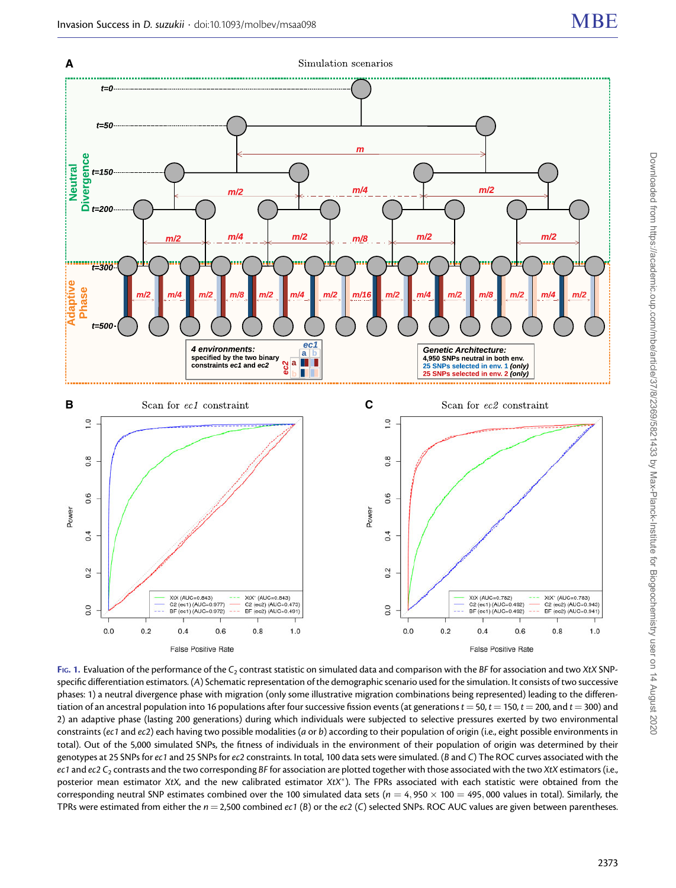**Fig. 1.** Evaluation of the performance of the $C_2$ contrast statistic on simulated data and comparison with the *BF* for association and two *XtX* SNP-specific differentiation estimators. (*A*) Schematic representation of the demographic scenario used for the simulation. It consists of two successive phases: 1) a neutral divergence phase with migration (only some illustrative migration combinations being represented) leading to the differentiation of an ancestral population into 16 populations after four successive fission events (at generations $t = 50$, $t = 150$, $t = 200$, and $t = 300$) and 2) an adaptive phase (lasting 200 generations) during which individuals were subjected to selective pressures exerted by two environmental constraints (*ec1* and *ec2*) each having two possible modalities (*a* or *b*) according to their population of origin (i.e., eight possible environments in total). Out of the 5,000 simulated SNPs, the fitness of individuals in the environment of their population of origin was determined by their genotypes at 25 SNPs for *ec1* and 25 SNPs for *ec2* constraints. In total, 100 data sets were simulated. (*B* and *C*) The ROC curves associated with the *ec1* and *ec2* $C_2$ contrasts and the two corresponding *BF* for association are plotted together with those associated with the two *XtX* estimators (i.e., posterior mean estimator *XtX*, and the new calibrated estimator $XtX^*$). The FPRs associated with each statistic were obtained from the corresponding neutral SNP estimates combined over the 100 simulated data sets ($n = 4,950 \times 100 = 495,000$ values in total). Similarly, the TPRs were estimated from either the $n = 2,500$ combined *ec1* (*B*) or the *ec2* (*C*) selected SNPs. ROC AUC values are given between parentheses.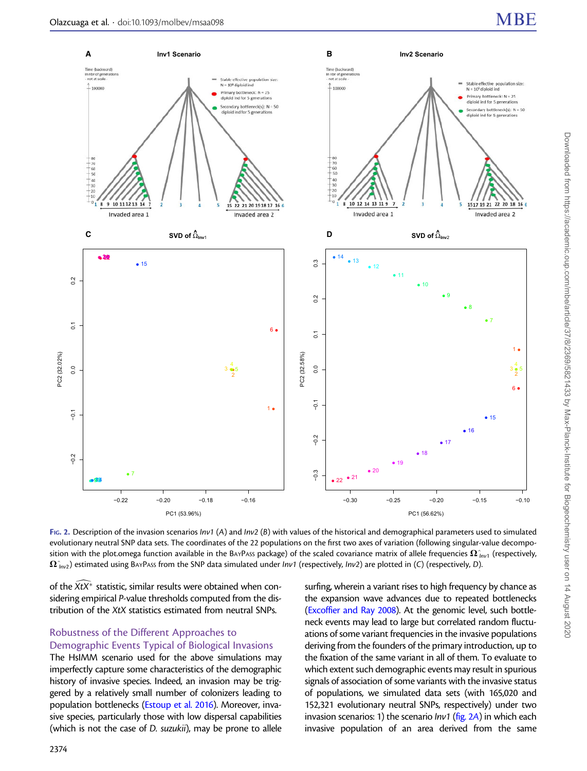Fig. 2. Description of the invasion scenarios *Inv1* (*A*) and *Inv2* (*B*) with values of the historical and demographical parameters used to simulated evolutionary neutral SNP data sets. The coordinates of the 22 populations on the first two axes of variation (following singular-value decomposition with the plot.omega function available in the BayPass package) of the scaled covariance matrix of allele frequencies $\widehat{\Omega}_{Inv1}$ (respectively, $\widehat{\Omega}_{Inv2}$) estimated using BayPass from the SNP data simulated under *Inv1* (respectively, *Inv2*) are plotted in (*C*) (respectively, *D*).

of the $\widehat{XtX}^{*}$ statistic, similar results were obtained when considering empirical *P*-value thresholds computed from the distribution of the *XtX* statistics estimated from neutral SNPs.

## Robustness of the Different Approaches to Demographic Events Typical of Biological Invasions

The HsIMM scenario used for the above simulations may imperfectly capture some characteristics of the demographic history of invasive species. Indeed, an invasion may be triggered by a relatively small number of colonizers leading to population bottlenecks (Estoup et al. 2016). Moreover, invasive species, particularly those with low dispersal capabilities (which is not the case of *D. suzukii*), may be prone to allele surfing, wherein a variant rises to high frequency by chance as the expansion wave advances due to repeated bottlenecks (Excoffier and Ray 2008). At the genomic level, such bottleneck events may lead to large but correlated random fluctuations of some variant frequencies in the invasive populations deriving from the founders of the primary introduction, up to the fixation of the same variant in all of them. To evaluate to which extent such demographic events may result in spurious signals of association of some variants with the invasive status of populations, we simulated data sets (with 165,020 and 152,321 evolutionary neutral SNPs, respectively) under two invasion scenarios: 1) the scenario *Inv1* (fig. 2A) in which each invasive population of an area derived from the same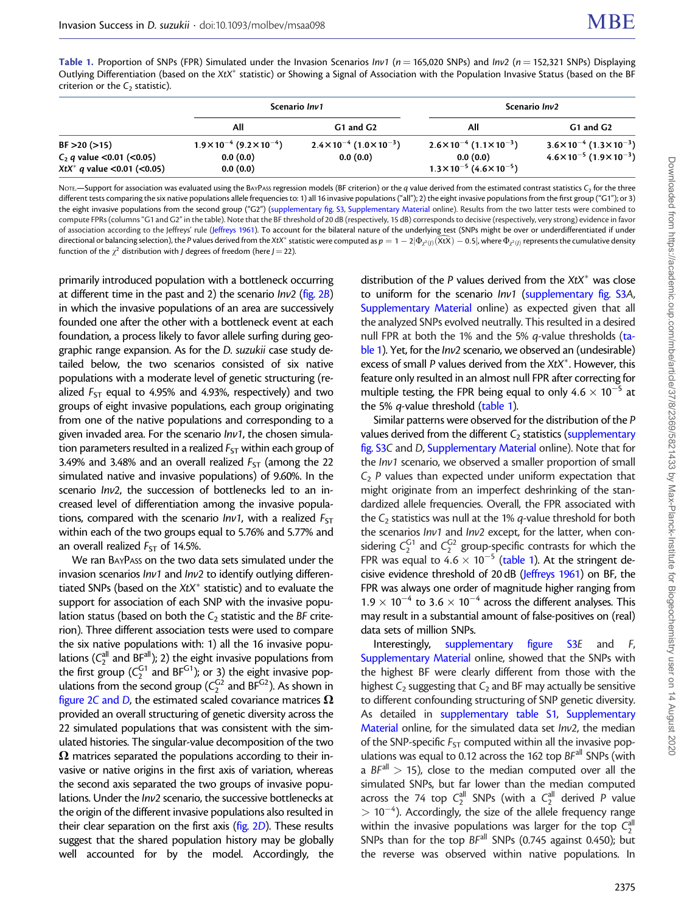**Table 1.** Proportion of SNPs (FPR) Simulated under the Invasion Scenarios *Inv1* ($n = 165{,}020$ SNPs) and *Inv2* ($n = 152{,}321$ SNPs) Displaying Outlying Differentiation (based on the $XtX^*$ statistic) or Showing a Signal of Association with the Population Invasive Status (based on the BF criterion or the $C_2$ statistic).

| | Scenario *Inv1* | | Scenario *Inv2* | |
|---|---|---|---|---|
| | All | G1 and G2 | All | G1 and G2 |
| BF >20 (>15) | $1.9\times10^{-4}$ ($9.2\times10^{-4}$) | $2.4\times10^{-4}$ ($1.0\times10^{-3}$) | $2.6\times10^{-4}$ ($1.1\times10^{-3}$) | $3.6\times10^{-4}$ ($1.3\times10^{-3}$) |
| $C_2$ *q* value <0.01 (<0.05) | 0.0 (0.0) | 0.0 (0.0) | 0.0 (0.0) | $4.6\times10^{-5}$ ($1.9\times10^{-3}$) |
| $XtX^*$ *q* value <0.01 (<0.05) | 0.0 (0.0) | | $1.3\times10^{-5}$ ($4.6\times10^{-5}$) | |

Note.—Support for association was evaluated using the BayPass regression models (BF criterion) or the *q* value derived from the estimated contrast statistics $C_2$ for the three different tests comparing the six native populations allele frequencies to: 1) all 16 invasive populations ("all"); 2) the eight invasive populations from the first group ("G1"); or 3) the eight invasive populations from the second group ("G2") (supplementary fig. S3, Supplementary Material online). Results from the two latter tests were combined to compute FPRs (columns "G1 and G2" in the table). Note that the BF threshold of 20 dB (respectively, 15 dB) corresponds to decisive (respectively, very strong) evidence in favor of association according to the Jeffreys' rule (Jeffreys 1961). To account for the bilateral nature of the underlying test (SNPs might be over or underdifferentiated if under directional or balancing selection), the *P* values derived from the $XtX^*$ statistic were computed as $p = 1 - 2|\Phi_{\chi^2(J)}(\widehat{XtX}) - 0.5|$, where $\Phi_{\chi^2(J)}$ represents the cumulative density function of the $\chi^2$ distribution with *J* degrees of freedom (here $J = 22$).

primarily introduced population with a bottleneck occurring at different time in the past and 2) the scenario *Inv2* (fig. 2B) in which the invasive populations of an area are successively founded one after the other with a bottleneck event at each foundation, a process likely to favor allele surfing during geographic range expansion. As for the *D. suzukii* case study detailed below, the two scenarios consisted of six native populations with a moderate level of genetic structuring (realized $F_{ST}$ equal to 4.95% and 4.93%, respectively) and two groups of eight invasive populations, each group originating from one of the native populations and corresponding to a given invaded area. For the scenario *Inv1*, the chosen simulation parameters resulted in a realized $F_{ST}$ within each group of 3.49% and 3.48% and an overall realized $F_{ST}$ (among the 22 simulated native and invasive populations) of 9.60%. In the scenario *Inv2*, the succession of bottlenecks led to an increased level of differentiation among the invasive populations, compared with the scenario *Inv1*, with a realized $F_{ST}$ within each of the two groups equal to 5.76% and 5.77% and an overall realized $F_{ST}$ of 14.5%.

We ran BayPass on the two data sets simulated under the invasion scenarios *Inv1* and *Inv2* to identify outlying differentiated SNPs (based on the $XtX^*$ statistic) and to evaluate the support for association of each SNP with the invasive population status (based on both the $C_2$ statistic and the *BF* criterion). Three different association tests were used to compare the six native populations with: 1) all the 16 invasive populations ($C_2^{all}$ and $BF^{all}$); 2) the eight invasive populations from the first group ($C_2^{G1}$ and $BF^{G1}$); or 3) the eight invasive populations from the second group ($C_2^{G2}$ and $BF^{G2}$). As shown in figure 2C and D, the estimated scaled covariance matrices $\boldsymbol{\Omega}$ provided an overall structuring of genetic diversity across the 22 simulated populations that was consistent with the simulated histories. The singular-value decomposition of the two $\boldsymbol{\Omega}$ matrices separated the populations according to their invasive or native origins in the first axis of variation, whereas the second axis separated the two groups of invasive populations. Under the *Inv2* scenario, the successive bottlenecks at the origin of the different invasive populations also resulted in their clear separation on the first axis (fig. 2D). These results suggest that the shared population history may be globally well accounted for by the model. Accordingly, the distribution of the *P* values derived from the $XtX^*$ was close to uniform for the scenario *Inv1* (supplementary fig. S3A, Supplementary Material online) as expected given that all the analyzed SNPs evolved neutrally. This resulted in a desired null FPR at both the 1% and the 5% *q*-value thresholds (table 1). Yet, for the *Inv2* scenario, we observed an (undesirable) excess of small *P* values derived from the $XtX^*$. However, this feature only resulted in an almost null FPR after correcting for multiple testing, the FPR being equal to only $4.6 \times 10^{-5}$ at the 5% *q*-value threshold (table 1).

Similar patterns were observed for the distribution of the *P* values derived from the different $C_2$ statistics (supplementary fig. S3C and D, Supplementary Material online). Note that for the *Inv1* scenario, we observed a smaller proportion of small $C_2$ *P* values than expected under uniform expectation that might originate from an imperfect deshrinking of the standardized allele frequencies. Overall, the FPR associated with the $C_2$ statistics was null at the 1% *q*-value threshold for both the scenarios *Inv1* and *Inv2* except, for the latter, when considering $C_2^{G1}$ and $C_2^{G2}$ group-specific contrasts for which the FPR was equal to $4.6 \times 10^{-5}$ (table 1). At the stringent decisive evidence threshold of 20 dB (Jeffreys 1961) on BF, the FPR was always one order of magnitude higher ranging from $1.9 \times 10^{-4}$ to $3.6 \times 10^{-4}$ across the different analyses. This may result in a substantial amount of false-positives on (real) data sets of million SNPs.

Interestingly, supplementary figure S3E and F, Supplementary Material online, showed that the SNPs with the highest BF were clearly different from those with the highest $C_2$ suggesting that $C_2$ and BF may actually be sensitive to different confounding structuring of SNP genetic diversity. As detailed in supplementary table S1, Supplementary Material online, for the simulated data set *Inv2*, the median of the SNP-specific $F_{ST}$ computed within all the invasive populations was equal to 0.12 across the 162 top $BF^{all}$ SNPs (with a $BF^{all} > 15$), close to the median computed over all the simulated SNPs, but far lower than the median computed across the 74 top $C_2^{all}$ SNPs (with a $C_2^{all}$ derived *P* value $> 10^{-4}$). Accordingly, the size of the allele frequency range within the invasive populations was larger for the top $C_2^{all}$ SNPs than for the top $BF^{all}$ SNPs (0.745 against 0.450); but the reverse was observed within native populations. In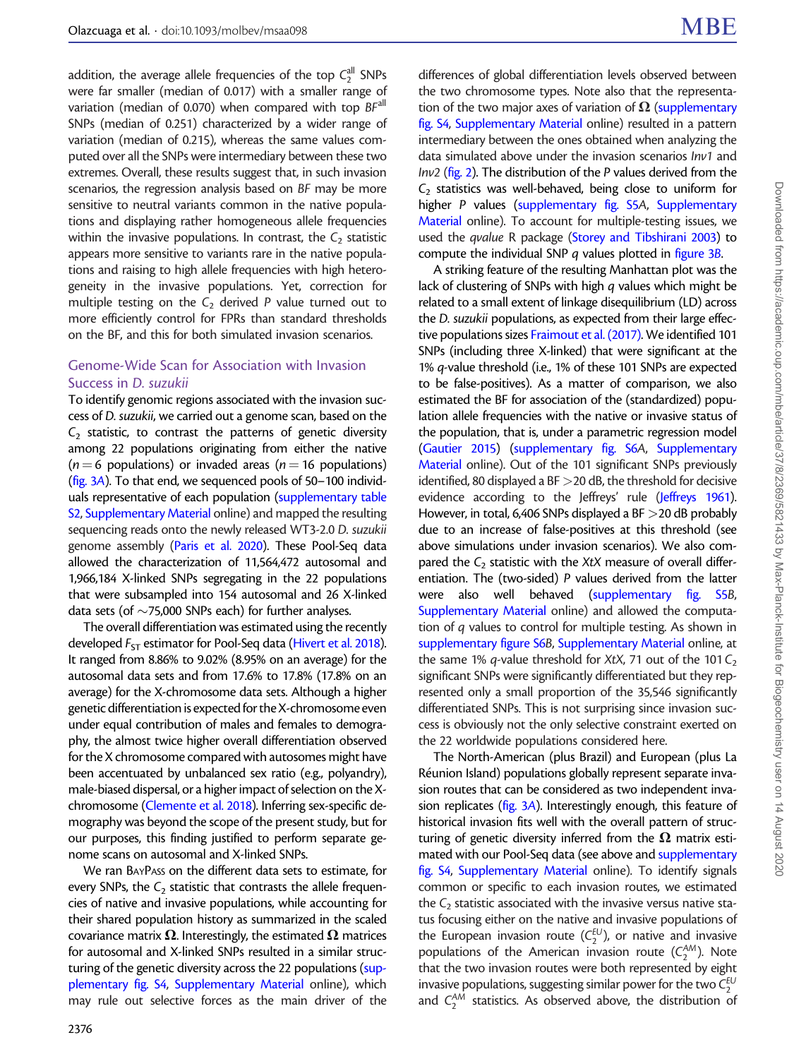addition, the average allele frequencies of the top $C_2^{all}$ SNPs were far smaller (median of 0.017) with a smaller range of variation (median of 0.070) when compared with top $BF^{all}$ SNPs (median of 0.251) characterized by a wider range of variation (median of 0.215), whereas the same values computed over all the SNPs were intermediary between these two extremes. Overall, these results suggest that, in such invasion scenarios, the regression analysis based on BF may be more sensitive to neutral variants common in the native populations and displaying rather homogeneous allele frequencies within the invasive populations. In contrast, the $C_2$ statistic appears more sensitive to variants rare in the native populations and raising to high allele frequencies with high heterogeneity in the invasive populations. Yet, correction for multiple testing on the $C_2$ derived P value turned out to more efficiently control for FPRs than standard thresholds on the BF, and this for both simulated invasion scenarios.

## Genome-Wide Scan for Association with Invasion Success in *D. suzukii*

To identify genomic regions associated with the invasion success of *D. suzukii*, we carried out a genome scan, based on the $C_2$ statistic, to contrast the patterns of genetic diversity among 22 populations originating from either the native ($n = 6$ populations) or invaded areas ($n = 16$ populations) (fig. 3A). To that end, we sequenced pools of 50–100 individuals representative of each population (supplementary table S2, Supplementary Material online) and mapped the resulting sequencing reads onto the newly released WT3-2.0 *D. suzukii* genome assembly (Paris et al. 2020). These Pool-Seq data allowed the characterization of 11,564,472 autosomal and 1,966,184 X-linked SNPs segregating in the 22 populations that were subsampled into 154 autosomal and 26 X-linked data sets (of ∼75,000 SNPs each) for further analyses.

The overall differentiation was estimated using the recently developed $F_{ST}$ estimator for Pool-Seq data (Hivert et al. 2018). It ranged from 8.86% to 9.02% (8.95% on an average) for the autosomal data sets and from 17.6% to 17.8% (17.8% on an average) for the X-chromosome data sets. Although a higher genetic differentiation is expected for the X-chromosome even under equal contribution of males and females to demography, the almost twice higher overall differentiation observed for the X chromosome compared with autosomes might have been accentuated by unbalanced sex ratio (e.g., polyandry), male-biased dispersal, or a higher impact of selection on the X-chromosome (Clemente et al. 2018). Inferring sex-specific demography was beyond the scope of the present study, but for our purposes, this finding justified to perform separate genome scans on autosomal and X-linked SNPs.

We ran BayPass on the different data sets to estimate, for every SNPs, the $C_2$ statistic that contrasts the allele frequencies of native and invasive populations, while accounting for their shared population history as summarized in the scaled covariance matrix $\mathbf{\Omega}$. Interestingly, the estimated $\mathbf{\Omega}$ matrices for autosomal and X-linked SNPs resulted in a similar structuring of the genetic diversity across the 22 populations (supplementary fig. S4, Supplementary Material online), which may rule out selective forces as the main driver of the differences of global differentiation levels observed between the two chromosome types. Note also that the representation of the two major axes of variation of $\mathbf{\Omega}$ (supplementary fig. S4, Supplementary Material online) resulted in a pattern intermediary between the ones obtained when analyzing the data simulated above under the invasion scenarios *Inv1* and *Inv2* (fig. 2). The distribution of the P values derived from the $C_2$ statistics was well-behaved, being close to uniform for higher P values (supplementary fig. S5A, Supplementary Material online). To account for multiple-testing issues, we used the *qvalue* R package (Storey and Tibshirani 2003) to compute the individual SNP q values plotted in figure 3B.

A striking feature of the resulting Manhattan plot was the lack of clustering of SNPs with high q values which might be related to a small extent of linkage disequilibrium (LD) across the *D. suzukii* populations, as expected from their large effective populations sizes Fraimout et al. (2017). We identified 101 SNPs (including three X-linked) that were significant at the 1% q-value threshold (i.e., 1% of these 101 SNPs are expected to be false-positives). As a matter of comparison, we also estimated the BF for association of the (standardized) population allele frequencies with the native or invasive status of the population, that is, under a parametric regression model (Gautier 2015) (supplementary fig. S6A, Supplementary Material online). Out of the 101 significant SNPs previously identified, 80 displayed a BF >20 dB, the threshold for decisive evidence according to the Jeffreys' rule (Jeffreys 1961). However, in total, 6,406 SNPs displayed a BF >20 dB probably due to an increase of false-positives at this threshold (see above simulations under invasion scenarios). We also compared the $C_2$ statistic with the *XtX* measure of overall differentiation. The (two-sided) P values derived from the latter were also well behaved (supplementary fig. S5B, Supplementary Material online) and allowed the computation of q values to control for multiple testing. As shown in supplementary figure S6B, Supplementary Material online, at the same 1% q-value threshold for *XtX*, 71 out of the 101 $C_2$ significant SNPs were significantly differentiated but they represented only a small proportion of the 35,546 significantly differentiated SNPs. This is not surprising since invasion success is obviously not the only selective constraint exerted on the 22 worldwide populations considered here.

The North-American (plus Brazil) and European (plus La Réunion Island) populations globally represent separate invasion routes that can be considered as two independent invasion replicates (fig. 3A). Interestingly enough, this feature of historical invasion fits well with the overall pattern of structuring of genetic diversity inferred from the $\mathbf{\Omega}$ matrix estimated with our Pool-Seq data (see above and supplementary fig. S4, Supplementary Material online). To identify signals common or specific to each invasion routes, we estimated the $C_2$ statistic associated with the invasive versus native status focusing either on the native and invasive populations of the European invasion route ($C_2^{EU}$), or native and invasive populations of the American invasion route ($C_2^{AM}$). Note that the two invasion routes were both represented by eight invasive populations, suggesting similar power for the two $C_2^{EU}$ and $C_2^{AM}$ statistics. As observed above, the distribution of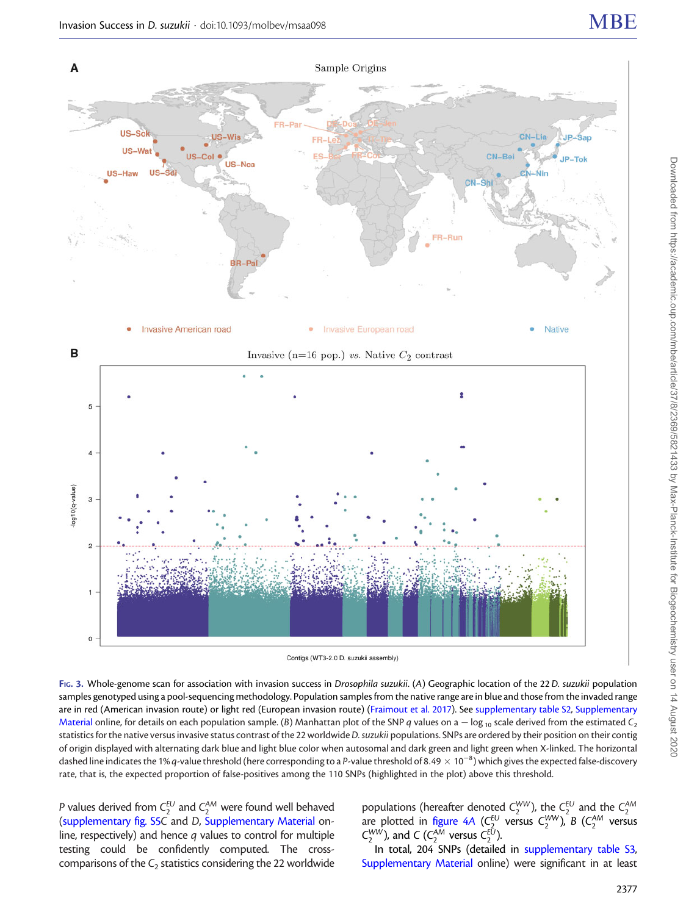Fig. 3. Whole-genome scan for association with invasion success in *Drosophila suzukii*. (*A*) Geographic location of the 22 *D. suzukii* population samples genotyped using a pool-sequencing methodology. Population samples from the native range are in blue and those from the invaded range are in red (American invasion route) or light red (European invasion route) (Fraimout et al. 2017). See supplementary table S2, Supplementary Material online, for details on each population sample. (*B*) Manhattan plot of the SNP *q* values on a $-\log_{10}$ scale derived from the estimated $C_2$ statistics for the native versus invasive status contrast of the 22 worldwide *D. suzukii* populations. SNPs are ordered by their position on their contig of origin displayed with alternating dark blue and light blue color when autosomal and dark green and light green when X-linked. The horizontal dashed line indicates the 1% *q*-value threshold (here corresponding to a *P*-value threshold of $8.49 \times 10^{-8}$) which gives the expected false-discovery rate, that is, the expected proportion of false-positives among the 110 SNPs (highlighted in the plot) above this threshold.

*P* values derived from $C_2^{EU}$ and $C_2^{AM}$ were found well behaved (supplementary fig. S5C and D, Supplementary Material online, respectively) and hence *q* values to control for multiple testing could be confidently computed. The cross-comparisons of the $C_2$ statistics considering the 22 worldwide populations (hereafter denoted $C_2^{WW}$), the $C_2^{EU}$ and the $C_2^{AM}$ are plotted in figure 4A ($C_2^{EU}$ versus $C_2^{WW}$), *B* ($C_2^{AM}$ versus $C_2^{WW}$), and *C* ($C_2^{AM}$ versus $C_2^{EU}$).

In total, 204 SNPs (detailed in supplementary table S3, Supplementary Material online) were significant in at least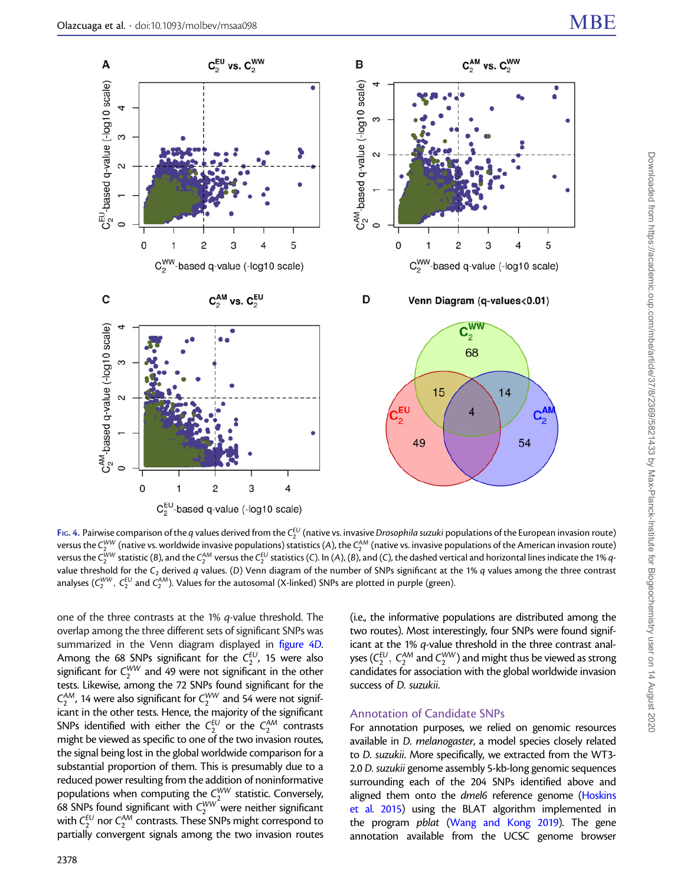**Fig. 4.** Pairwise comparison of the *q* values derived from the $C_2^{EU}$ (native vs. invasive *Drosophila suzuki* populations of the European invasion route) versus the $C_2^{WW}$ (native vs. worldwide invasive populations) statistics (*A*), the $C_2^{AM}$ (native vs. invasive populations of the American invasion route) versus the $C_2^{WW}$ statistic (*B*), and the $C_2^{AM}$ versus the $C_2^{EU}$ statistics (*C*). In (*A*), (*B*), and (*C*), the dashed vertical and horizontal lines indicate the 1% *q*-value threshold for the $C_2$ derived *q* values. (*D*) Venn diagram of the number of SNPs significant at the 1% *q* values among the three contrast analyses ($C_2^{WW}$, $C_2^{EU}$ and $C_2^{AM}$). Values for the autosomal (X-linked) SNPs are plotted in purple (green).

one of the three contrasts at the 1% *q*-value threshold. The overlap among the three different sets of significant SNPs was summarized in the Venn diagram displayed in figure 4*D*. Among the 68 SNPs significant for the $C_2^{EU}$, 15 were also significant for $C_2^{WW}$ and 49 were not significant in the other tests. Likewise, among the 72 SNPs found significant for the $C_2^{AM}$, 14 were also significant for $C_2^{WW}$ and 54 were not significant in the other tests. Hence, the majority of the significant SNPs identified with either the $C_2^{EU}$ or the $C_2^{AM}$ contrasts might be viewed as specific to one of the two invasion routes, the signal being lost in the global worldwide comparison for a substantial proportion of them. This is presumably due to a reduced power resulting from the addition of noninformative populations when computing the $C_2^{WW}$ statistic. Conversely, 68 SNPs found significant with $C_2^{WW}$ were neither significant with $C_2^{EU}$ nor $C_2^{AM}$ contrasts. These SNPs might correspond to partially convergent signals among the two invasion routes (i.e., the informative populations are distributed among the two routes). Most interestingly, four SNPs were found significant at the 1% *q*-value threshold in the three contrast analyses ($C_2^{EU}$, $C_2^{AM}$ and $C_2^{WW}$) and might thus be viewed as strong candidates for association with the global worldwide invasion success of *D. suzukii*.

## Annotation of Candidate SNPs

For annotation purposes, we relied on genomic resources available in *D. melanogaster*, a model species closely related to *D. suzukii*. More specifically, we extracted from the WT3-2.0 *D. suzukii* genome assembly 5-kb-long genomic sequences surrounding each of the 204 SNPs identified above and aligned them onto the *dmel6* reference genome (Hoskins et al. 2015) using the BLAT algorithm implemented in the program *pblat* (Wang and Kong 2019). The gene annotation available from the UCSC genome browser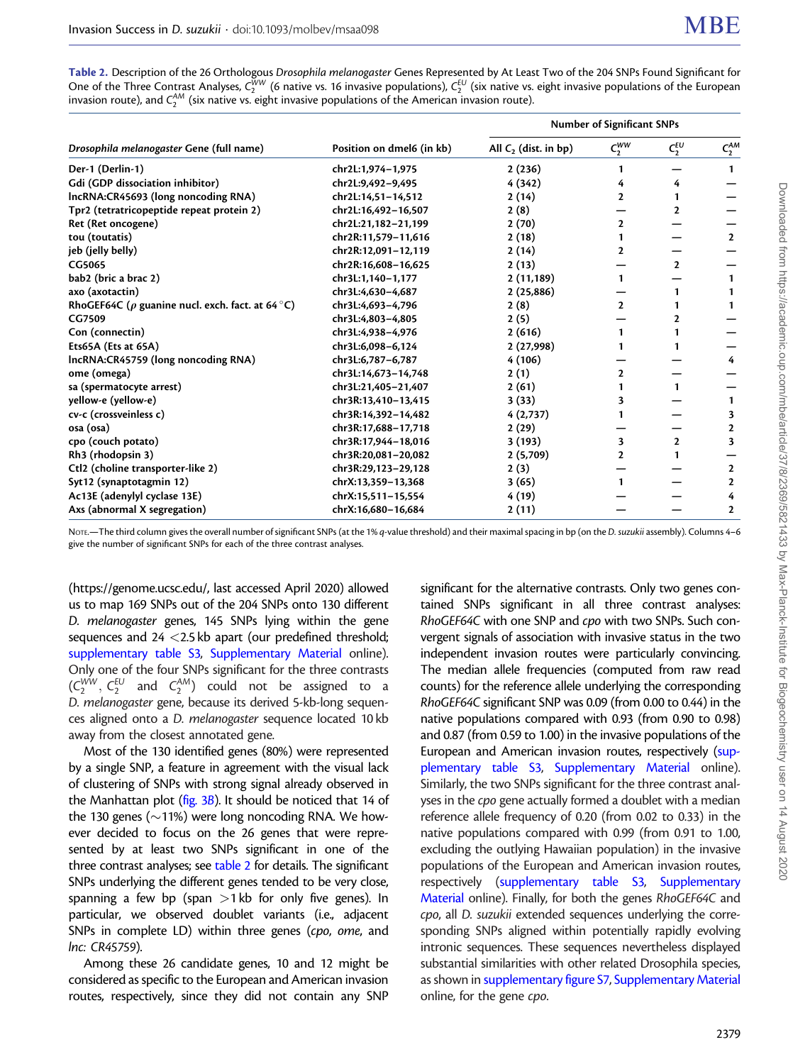**Table 2.** Description of the 26 Orthologous *Drosophila melanogaster* Genes Represented by At Least Two of the 204 SNPs Found Significant for One of the Three Contrast Analyses, $C_2^{WW}$ (6 native vs. 16 invasive populations), $C_2^{EU}$ (six native vs. eight invasive populations of the European invasion route), and $C_2^{AM}$ (six native vs. eight invasive populations of the American invasion route).

| *Drosophila melanogaster* Gene (full name) | Position on dmel6 (in kb) | Number of Significant SNPs | | | |
|---|---|---|---|---|---|
| | | All $C_2$ (dist. in bp) | $C_2^{WW}$ | $C_2^{EU}$ | $C_2^{AM}$ |
| Der-1 (Derlin-1) | chr2L:1,974–1,975 | 2 (236) | 1 | — | 1 |
| Gdi (GDP dissociation inhibitor) | chr2L:9,492–9,495 | 4 (342) | 4 | 4 | — |
| lncRNA:CR45693 (long noncoding RNA) | chr2L:14,51–14,512 | 2 (14) | 2 | 1 | — |
| Tpr2 (tetratricopeptide repeat protein 2) | chr2L:16,492–16,507 | 2 (8) | — | 2 | — |
| Ret (Ret oncogene) | chr2L:21,182–21,199 | 2 (70) | 2 | — | — |
| tou (toutatis) | chr2R:11,579–11,616 | 2 (18) | 1 | — | 2 |
| jeb (jelly belly) | chr2R:12,091–12,119 | 2 (14) | 2 | — | — |
| CG5065 | chr2R:16,608–16,625 | 2 (13) | — | 2 | — |
| bab2 (bric a brac 2) | chr3L:1,140–1,177 | 2 (11,189) | 1 | — | 1 |
| axo (axotactin) | chr3L:4,630–4,687 | 2 (25,886) | — | 1 | 1 |
| RhoGEF64C (ρ guanine nucl. exch. fact. at 64 °C) | chr3L:4,693–4,796 | 2 (8) | 2 | 1 | 1 |
| CG7509 | chr3L:4,803–4,805 | 2 (5) | — | 2 | — |
| Con (connectin) | chr3L:4,938–4,976 | 2 (616) | 1 | 1 | — |
| Ets65A (Ets at 65A) | chr3L:6,098–6,124 | 2 (27,998) | 1 | 1 | — |
| lncRNA:CR45759 (long noncoding RNA) | chr3L:6,787–6,787 | 4 (106) | — | — | 4 |
| ome (omega) | chr3L:14,673–14,748 | 2 (1) | 2 | — | — |
| sa (spermatocyte arrest) | chr3L:21,405–21,407 | 2 (61) | 1 | 1 | — |
| yellow-e (yellow-e) | chr3R:13,410–13,415 | 3 (33) | 3 | — | 1 |
| cv-c (crossveinless c) | chr3R:14,392–14,482 | 4 (2,737) | 1 | — | 3 |
| osa (osa) | chr3R:17,688–17,718 | 2 (29) | — | — | 2 |
| cpo (couch potato) | chr3R:17,944–18,016 | 3 (193) | 3 | 2 | 3 |
| Rh3 (rhodopsin 3) | chr3R:20,081–20,082 | 2 (5,709) | 2 | 1 | — |
| Ctl2 (choline transporter-like 2) | chr3R:29,123–29,128 | 2 (3) | — | — | 2 |
| Syt12 (synaptotagmin 12) | chrX:13,359–13,368 | 3 (65) | 1 | — | 2 |
| Ac13E (adenylyl cyclase 13E) | chrX:15,511–15,554 | 4 (19) | — | — | 4 |
| Axs (abnormal X segregation) | chrX:16,680–16,684 | 2 (11) | — | — | 2 |

Note.—The third column gives the overall number of significant SNPs (at the 1% *q*-value threshold) and their maximal spacing in bp (on the *D. suzukii* assembly). Columns 4–6 give the number of significant SNPs for each of the three contrast analyses.

(https://genome.ucsc.edu/, last accessed April 2020) allowed us to map 169 SNPs out of the 204 SNPs onto 130 different *D. melanogaster* genes, 145 SNPs lying within the gene sequences and 24 <2.5 kb apart (our predefined threshold; supplementary table S3, Supplementary Material online). Only one of the four SNPs significant for the three contrasts ($C_2^{WW}$, $C_2^{EU}$ and $C_2^{AM}$) could not be assigned to a *D. melanogaster* gene, because its derived 5-kb-long sequences aligned onto a *D. melanogaster* sequence located 10 kb away from the closest annotated gene.

Most of the 130 identified genes (80%) were represented by a single SNP, a feature in agreement with the visual lack of clustering of SNPs with strong signal already observed in the Manhattan plot (fig. 3B). It should be noticed that 14 of the 130 genes (~11%) were long noncoding RNA. We however decided to focus on the 26 genes that were represented by at least two SNPs significant in one of the three contrast analyses; see table 2 for details. The significant SNPs underlying the different genes tended to be very close, spanning a few bp (span >1 kb for only five genes). In particular, we observed doublet variants (i.e., adjacent SNPs in complete LD) within three genes (*cpo*, *ome*, and *lnc: CR45759*).

Among these 26 candidate genes, 10 and 12 might be considered as specific to the European and American invasion routes, respectively, since they did not contain any SNP significant for the alternative contrasts. Only two genes contained SNPs significant in all three contrast analyses: *RhoGEF64C* with one SNP and *cpo* with two SNPs. Such convergent signals of association with invasive status in the two independent invasion routes were particularly convincing. The median allele frequencies (computed from raw read counts) for the reference allele underlying the corresponding *RhoGEF64C* significant SNP was 0.09 (from 0.00 to 0.44) in the native populations compared with 0.93 (from 0.90 to 0.98) and 0.87 (from 0.59 to 1.00) in the invasive populations of the European and American invasion routes, respectively (supplementary table S3, Supplementary Material online). Similarly, the two SNPs significant for the three contrast analyses in the *cpo* gene actually formed a doublet with a median reference allele frequency of 0.20 (from 0.02 to 0.33) in the native populations compared with 0.99 (from 0.91 to 1.00, excluding the outlying Hawaiian population) in the invasive populations of the European and American invasion routes, respectively (supplementary table S3, Supplementary Material online). Finally, for both the genes *RhoGEF64C* and *cpo*, all *D. suzukii* extended sequences underlying the corresponding SNPs aligned within potentially rapidly evolving intronic sequences. These sequences nevertheless displayed substantial similarities with other related Drosophila species, as shown in supplementary figure S7, Supplementary Material online, for the gene *cpo*.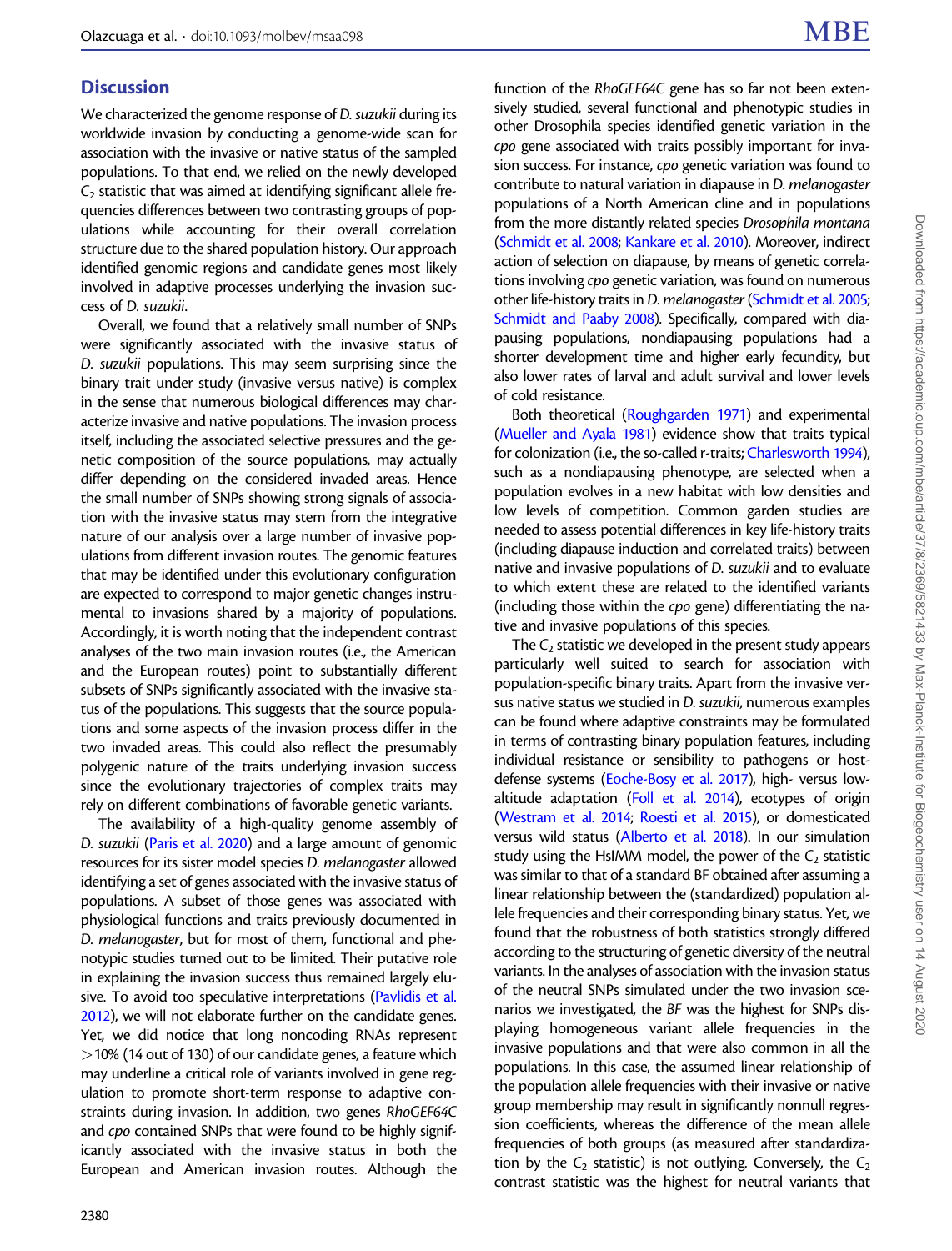## Discussion

We characterized the genome response of *D. suzukii* during its worldwide invasion by conducting a genome-wide scan for association with the invasive or native status of the sampled populations. To that end, we relied on the newly developed $C_2$ statistic that was aimed at identifying significant allele frequencies differences between two contrasting groups of populations while accounting for their overall correlation structure due to the shared population history. Our approach identified genomic regions and candidate genes most likely involved in adaptive processes underlying the invasion success of *D. suzukii*.

Overall, we found that a relatively small number of SNPs were significantly associated with the invasive status of *D. suzukii* populations. This may seem surprising since the binary trait under study (invasive versus native) is complex in the sense that numerous biological differences may characterize invasive and native populations. The invasion process itself, including the associated selective pressures and the genetic composition of the source populations, may actually differ depending on the considered invaded areas. Hence the small number of SNPs showing strong signals of association with the invasive status may stem from the integrative nature of our analysis over a large number of invasive populations from different invasion routes. The genomic features that may be identified under this evolutionary configuration are expected to correspond to major genetic changes instrumental to invasions shared by a majority of populations. Accordingly, it is worth noting that the independent contrast analyses of the two main invasion routes (i.e., the American and the European routes) point to substantially different subsets of SNPs significantly associated with the invasive status of the populations. This suggests that the source populations and some aspects of the invasion process differ in the two invaded areas. This could also reflect the presumably polygenic nature of the traits underlying invasion success since the evolutionary trajectories of complex traits may rely on different combinations of favorable genetic variants.

The availability of a high-quality genome assembly of *D. suzukii* (Paris et al. 2020) and a large amount of genomic resources for its sister model species *D. melanogaster* allowed identifying a set of genes associated with the invasive status of populations. A subset of those genes was associated with physiological functions and traits previously documented in *D. melanogaster*, but for most of them, functional and phenotypic studies turned out to be limited. Their putative role in explaining the invasion success thus remained largely elusive. To avoid too speculative interpretations (Pavlidis et al. 2012), we will not elaborate further on the candidate genes. Yet, we did notice that long noncoding RNAs represent >10% (14 out of 130) of our candidate genes, a feature which may underline a critical role of variants involved in gene regulation to promote short-term response to adaptive constraints during invasion. In addition, two genes *RhoGEF64C* and *cpo* contained SNPs that were found to be highly significantly associated with the invasive status in both the European and American invasion routes. Although the function of the *RhoGEF64C* gene has so far not been extensively studied, several functional and phenotypic studies in other Drosophila species identified genetic variation in the *cpo* gene associated with traits possibly important for invasion success. For instance, *cpo* genetic variation was found to contribute to natural variation in diapause in *D. melanogaster* populations of a North American cline and in populations from the more distantly related species *Drosophila montana* (Schmidt et al. 2008; Kankare et al. 2010). Moreover, indirect action of selection on diapause, by means of genetic correlations involving *cpo* genetic variation, was found on numerous other life-history traits in *D. melanogaster* (Schmidt et al. 2005; Schmidt and Paaby 2008). Specifically, compared with diapausing populations, nondiapausing populations had a shorter development time and higher early fecundity, but also lower rates of larval and adult survival and lower levels of cold resistance.

Both theoretical (Roughgarden 1971) and experimental (Mueller and Ayala 1981) evidence show that traits typical for colonization (i.e., the so-called r-traits; Charlesworth 1994), such as a nondiapausing phenotype, are selected when a population evolves in a new habitat with low densities and low levels of competition. Common garden studies are needed to assess potential differences in key life-history traits (including diapause induction and correlated traits) between native and invasive populations of *D. suzukii* and to evaluate to which extent these are related to the identified variants (including those within the *cpo* gene) differentiating the native and invasive populations of this species.

The $C_2$ statistic we developed in the present study appears particularly well suited to search for association with population-specific binary traits. Apart from the invasive versus native status we studied in *D. suzukii*, numerous examples can be found where adaptive constraints may be formulated in terms of contrasting binary population features, including individual resistance or sensibility to pathogens or host-defense systems (Eoche-Bosy et al. 2017), high- versus low-altitude adaptation (Foll et al. 2014), ecotypes of origin (Westram et al. 2014; Roesti et al. 2015), or domesticated versus wild status (Alberto et al. 2018). In our simulation study using the HsIMM model, the power of the $C_2$ statistic was similar to that of a standard BF obtained after assuming a linear relationship between the (standardized) population allele frequencies and their corresponding binary status. Yet, we found that the robustness of both statistics strongly differed according to the structuring of genetic diversity of the neutral variants. In the analyses of association with the invasion status of the neutral SNPs simulated under the two invasion scenarios we investigated, the *BF* was the highest for SNPs displaying homogeneous variant allele frequencies in the invasive populations and that were also common in all the populations. In this case, the assumed linear relationship of the population allele frequencies with their invasive or native group membership may result in significantly nonnull regression coefficients, whereas the difference of the mean allele frequencies of both groups (as measured after standardization by the $C_2$ statistic) is not outlying. Conversely, the $C_2$ contrast statistic was the highest for neutral variants that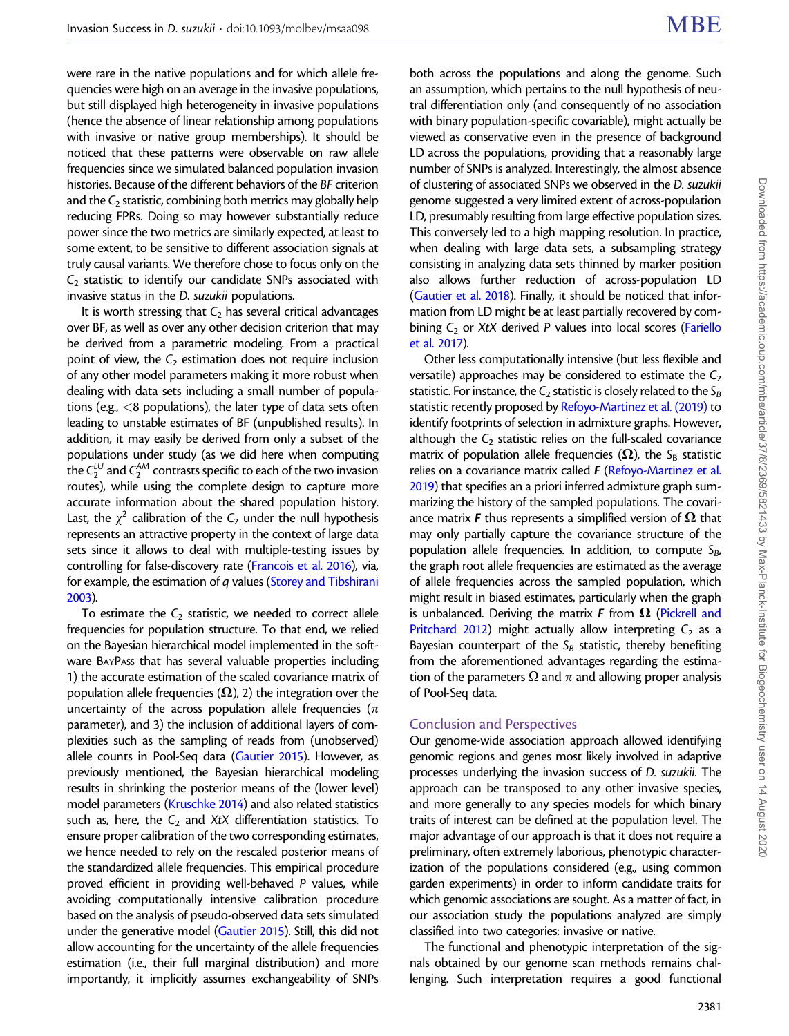were rare in the native populations and for which allele frequencies were high on an average in the invasive populations, but still displayed high heterogeneity in invasive populations (hence the absence of linear relationship among populations with invasive or native group memberships). It should be noticed that these patterns were observable on raw allele frequencies since we simulated balanced population invasion histories. Because of the different behaviors of the *BF* criterion and the $C_2$ statistic, combining both metrics may globally help reducing FPRs. Doing so may however substantially reduce power since the two metrics are similarly expected, at least to some extent, to be sensitive to different association signals at truly causal variants. We therefore chose to focus only on the $C_2$ statistic to identify our candidate SNPs associated with invasive status in the *D. suzukii* populations.

It is worth stressing that $C_2$ has several critical advantages over BF, as well as over any other decision criterion that may be derived from a parametric modeling. From a practical point of view, the $C_2$ estimation does not require inclusion of any other model parameters making it more robust when dealing with data sets including a small number of populations (e.g., <8 populations), the later type of data sets often leading to unstable estimates of BF (unpublished results). In addition, it may easily be derived from only a subset of the populations under study (as we did here when computing the $C_2^{EU}$ and $C_2^{AM}$ contrasts specific to each of the two invasion routes), while using the complete design to capture more accurate information about the shared population history. Last, the $\chi^2$ calibration of the $C_2$ under the null hypothesis represents an attractive property in the context of large data sets since it allows to deal with multiple-testing issues by controlling for false-discovery rate (Francois et al. 2016), via, for example, the estimation of *q* values (Storey and Tibshirani 2003).

To estimate the $C_2$ statistic, we needed to correct allele frequencies for population structure. To that end, we relied on the Bayesian hierarchical model implemented in the software BayPass that has several valuable properties including 1) the accurate estimation of the scaled covariance matrix of population allele frequencies ($\boldsymbol{\Omega}$), 2) the integration over the uncertainty of the across population allele frequencies ($\pi$ parameter), and 3) the inclusion of additional layers of complexities such as the sampling of reads from (unobserved) allele counts in Pool-Seq data (Gautier 2015). However, as previously mentioned, the Bayesian hierarchical modeling results in shrinking the posterior means of the (lower level) model parameters (Kruschke 2014) and also related statistics such as, here, the $C_2$ and *XtX* differentiation statistics. To ensure proper calibration of the two corresponding estimates, we hence needed to rely on the rescaled posterior means of the standardized allele frequencies. This empirical procedure proved efficient in providing well-behaved *P* values, while avoiding computationally intensive calibration procedure based on the analysis of pseudo-observed data sets simulated under the generative model (Gautier 2015). Still, this did not allow accounting for the uncertainty of the allele frequencies estimation (i.e., their full marginal distribution) and more importantly, it implicitly assumes exchangeability of SNPs both across the populations and along the genome. Such an assumption, which pertains to the null hypothesis of neutral differentiation only (and consequently of no association with binary population-specific covariable), might actually be viewed as conservative even in the presence of background LD across the populations, providing that a reasonably large number of SNPs is analyzed. Interestingly, the almost absence of clustering of associated SNPs we observed in the *D. suzukii* genome suggested a very limited extent of across-population LD, presumably resulting from large effective population sizes. This conversely led to a high mapping resolution. In practice, when dealing with large data sets, a subsampling strategy consisting in analyzing data sets thinned by marker position also allows further reduction of across-population LD (Gautier et al. 2018). Finally, it should be noticed that information from LD might be at least partially recovered by combining $C_2$ or *XtX* derived *P* values into local scores (Fariello et al. 2017).

Other less computationally intensive (but less flexible and versatile) approaches may be considered to estimate the $C_2$ statistic. For instance, the $C_2$ statistic is closely related to the $S_B$ statistic recently proposed by Refoyo-Martinez et al. (2019) to identify footprints of selection in admixture graphs. However, although the $C_2$ statistic relies on the full-scaled covariance matrix of population allele frequencies ($\boldsymbol{\Omega}$), the $S_B$ statistic relies on a covariance matrix called $\boldsymbol{F}$ (Refoyo-Martinez et al. 2019) that specifies an a priori inferred admixture graph summarizing the history of the sampled populations. The covariance matrix $\boldsymbol{F}$ thus represents a simplified version of $\boldsymbol{\Omega}$ that may only partially capture the covariance structure of the population allele frequencies. In addition, to compute $S_B$, the graph root allele frequencies are estimated as the average of allele frequencies across the sampled population, which might result in biased estimates, particularly when the graph is unbalanced. Deriving the matrix $\boldsymbol{F}$ from $\boldsymbol{\Omega}$ (Pickrell and Pritchard 2012) might actually allow interpreting $C_2$ as a Bayesian counterpart of the $S_B$ statistic, thereby benefiting from the aforementioned advantages regarding the estimation of the parameters $\Omega$ and $\pi$ and allowing proper analysis of Pool-Seq data.

## Conclusion and Perspectives

Our genome-wide association approach allowed identifying genomic regions and genes most likely involved in adaptive processes underlying the invasion success of *D. suzukii*. The approach can be transposed to any other invasive species, and more generally to any species models for which binary traits of interest can be defined at the population level. The major advantage of our approach is that it does not require a preliminary, often extremely laborious, phenotypic characterization of the populations considered (e.g., using common garden experiments) in order to inform candidate traits for which genomic associations are sought. As a matter of fact, in our association study the populations analyzed are simply classified into two categories: invasive or native.

The functional and phenotypic interpretation of the signals obtained by our genome scan methods remains challenging. Such interpretation requires a good functional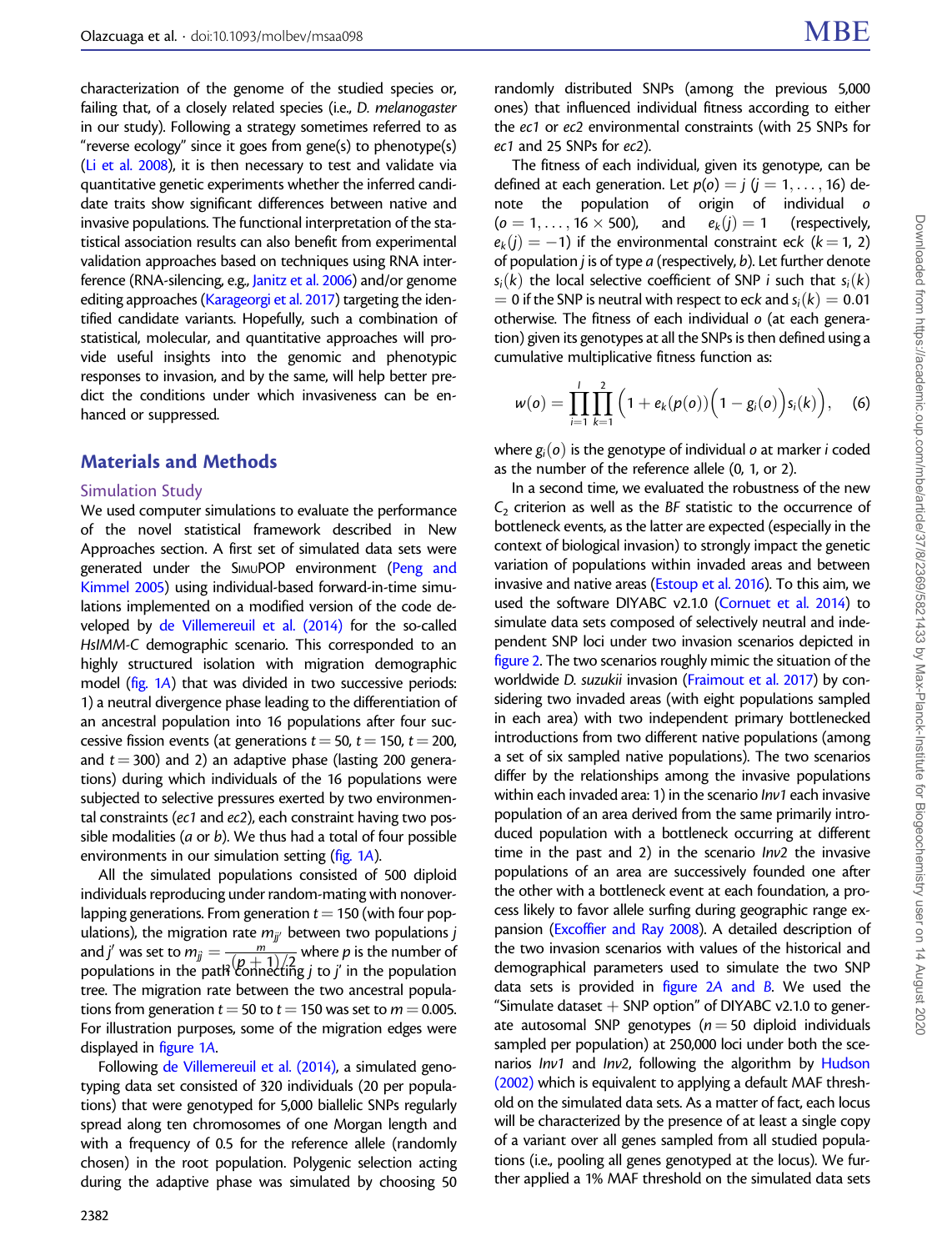characterization of the genome of the studied species or, failing that, of a closely related species (i.e., *D. melanogaster* in our study). Following a strategy sometimes referred to as "reverse ecology" since it goes from gene(s) to phenotype(s) (Li et al. 2008), it is then necessary to test and validate via quantitative genetic experiments whether the inferred candidate traits show significant differences between native and invasive populations. The functional interpretation of the statistical association results can also benefit from experimental validation approaches based on techniques using RNA interference (RNA-silencing, e.g., Janitz et al. 2006) and/or genome editing approaches (Karageorgi et al. 2017) targeting the identified candidate variants. Hopefully, such a combination of statistical, molecular, and quantitative approaches will provide useful insights into the genomic and phenotypic responses to invasion, and by the same, will help better predict the conditions under which invasiveness can be enhanced or suppressed.

## Materials and Methods

### Simulation Study

We used computer simulations to evaluate the performance of the novel statistical framework described in New Approaches section. A first set of simulated data sets were generated under the SimuPOP environment (Peng and Kimmel 2005) using individual-based forward-in-time simulations implemented on a modified version of the code developed by de Villemereuil et al. (2014) for the so-called *HsIMM-C* demographic scenario. This corresponded to an highly structured isolation with migration demographic model (fig. 1A) that was divided in two successive periods: 1) a neutral divergence phase leading to the differentiation of an ancestral population into 16 populations after four successive fission events (at generations $t = 50$, $t = 150$, $t = 200$, and $t = 300$) and 2) an adaptive phase (lasting 200 generations) during which individuals of the 16 populations were subjected to selective pressures exerted by two environmental constraints (*ec1* and *ec2*), each constraint having two possible modalities (*a* or *b*). We thus had a total of four possible environments in our simulation setting (fig. 1A).

All the simulated populations consisted of 500 diploid individuals reproducing under random-mating with nonoverlapping generations. From generation $t = 150$ (with four populations), the migration rate $m_{jj'}$ between two populations $j$ and $j'$ was set to $m_{jj'} = \frac{m}{(p+1)/2}$ where $p$ is the number of populations in the path connecting $j$ to $j'$ in the population tree. The migration rate between the two ancestral populations from generation $t = 50$ to $t = 150$ was set to $m = 0.005$. For illustration purposes, some of the migration edges were displayed in figure 1A.

Following de Villemereuil et al. (2014), a simulated genotyping data set consisted of 320 individuals (20 per populations) that were genotyped for 5,000 biallelic SNPs regularly spread along ten chromosomes of one Morgan length and with a frequency of 0.5 for the reference allele (randomly chosen) in the root population. Polygenic selection acting during the adaptive phase was simulated by choosing 50 randomly distributed SNPs (among the previous 5,000 ones) that influenced individual fitness according to either the *ec1* or *ec2* environmental constraints (with 25 SNPs for *ec1* and 25 SNPs for *ec2*).

The fitness of each individual, given its genotype, can be defined at each generation. Let $p(o) = j$ ($j = 1, \ldots, 16$) denote the population of origin of individual $o$ ($o = 1, \ldots, 16 \times 500$), and $e_k(j) = 1$ (respectively, $e_k(j) = -1$) if the environmental constraint ec$k$ ($k = 1, 2$) of population $j$ is of type $a$ (respectively, $b$). Let further denote $s_i(k)$ the local selective coefficient of SNP $i$ such that $s_i(k) = 0$ if the SNP is neutral with respect to ec$k$ and $s_i(k) = 0.01$ otherwise. The fitness of each individual $o$ (at each generation) given its genotypes at all the SNPs is then defined using a cumulative multiplicative fitness function as:

$$w(o) = \prod_{i=1}^{I} \prod_{k=1}^{2} \left(1 + e_k(p(o))\left(1 - g_i(o)\right)s_i(k)\right), \quad (6)$$

where $g_i(o)$ is the genotype of individual $o$ at marker $i$ coded as the number of the reference allele (0, 1, or 2).

In a second time, we evaluated the robustness of the new $C_2$ criterion as well as the *BF* statistic to the occurrence of bottleneck events, as the latter are expected (especially in the context of biological invasion) to strongly impact the genetic variation of populations within invaded areas and between invasive and native areas (Estoup et al. 2016). To this aim, we used the software DIYABC v2.1.0 (Cornuet et al. 2014) to simulate data sets composed of selectively neutral and independent SNP loci under two invasion scenarios depicted in figure 2. The two scenarios roughly mimic the situation of the worldwide *D. suzukii* invasion (Fraimout et al. 2017) by considering two invaded areas (with eight populations sampled in each area) with two independent primary bottlenecked introductions from two different native populations (among a set of six sampled native populations). The two scenarios differ by the relationships among the invasive populations within each invaded area: 1) in the scenario *Inv1* each invasive population of an area derived from the same primarily introduced population with a bottleneck occurring at different time in the past and 2) in the scenario *Inv2* the invasive populations of an area are successively founded one after the other with a bottleneck event at each foundation, a process likely to favor allele surfing during geographic range expansion (Excoffier and Ray 2008). A detailed description of the two invasion scenarios with values of the historical and demographical parameters used to simulate the two SNP data sets is provided in figure 2A and B. We used the "Simulate dataset + SNP option" of DIYABC v2.1.0 to generate autosomal SNP genotypes ($n = 50$ diploid individuals sampled per population) at 250,000 loci under both the scenarios *Inv1* and *Inv2*, following the algorithm by Hudson (2002) which is equivalent to applying a default MAF threshold on the simulated data sets. As a matter of fact, each locus will be characterized by the presence of at least a single copy of a variant over all genes sampled from all studied populations (i.e., pooling all genes genotyped at the locus). We further applied a 1% MAF threshold on the simulated data sets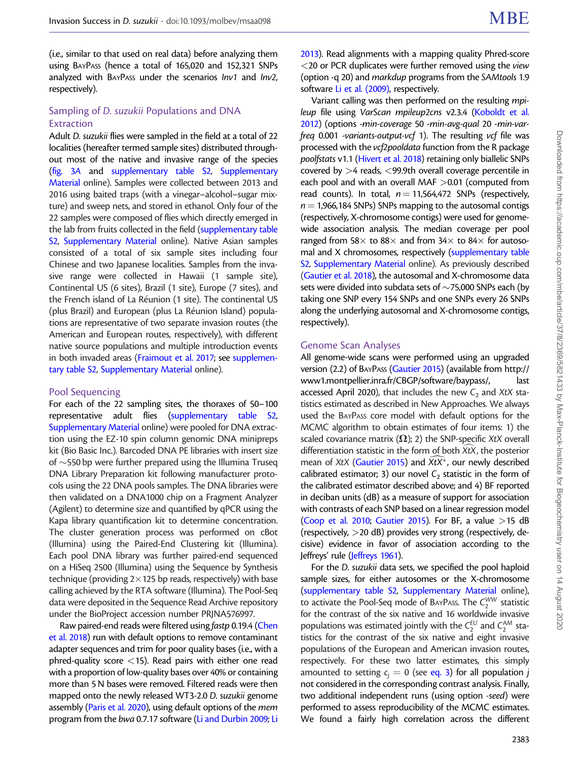(i.e., similar to that used on real data) before analyzing them using BayPass (hence a total of 165,020 and 152,321 SNPs analyzed with BayPass under the scenarios *Inv1* and *Inv2*, respectively).

## Sampling of *D. suzukii* Populations and DNA Extraction

Adult *D. suzukii* flies were sampled in the field at a total of 22 localities (hereafter termed sample sites) distributed throughout most of the native and invasive range of the species (fig. 3A and supplementary table S2, Supplementary Material online). Samples were collected between 2013 and 2016 using baited traps (with a vinegar–alcohol–sugar mixture) and sweep nets, and stored in ethanol. Only four of the 22 samples were composed of flies which directly emerged in the lab from fruits collected in the field (supplementary table S2, Supplementary Material online). Native Asian samples consisted of a total of six sample sites including four Chinese and two Japanese localities. Samples from the invasive range were collected in Hawaii (1 sample site), Continental US (6 sites), Brazil (1 site), Europe (7 sites), and the French island of La Réunion (1 site). The continental US (plus Brazil) and European (plus La Réunion Island) populations are representative of two separate invasion routes (the American and European routes, respectively), with different native source populations and multiple introduction events in both invaded areas (Fraimout et al. 2017; see supplementary table S2, Supplementary Material online).

## Pool Sequencing

For each of the 22 sampling sites, the thoraxes of 50–100 representative adult flies (supplementary table S2, Supplementary Material online) were pooled for DNA extraction using the EZ-10 spin column genomic DNA minipreps kit (Bio Basic Inc.). Barcoded DNA PE libraries with insert size of ~550 bp were further prepared using the Illumina Truseq DNA Library Preparation kit following manufacturer protocols using the 22 DNA pools samples. The DNA libraries were then validated on a DNA1000 chip on a Fragment Analyzer (Agilent) to determine size and quantified by qPCR using the Kapa library quantification kit to determine concentration. The cluster generation process was performed on cBot (Illumina) using the Paired-End Clustering kit (Illumina). Each pool DNA library was further paired-end sequenced on a HiSeq 2500 (Illumina) using the Sequence by Synthesis technique (providing 2×125 bp reads, respectively) with base calling achieved by the RTA software (Illumina). The Pool-Seq data were deposited in the Sequence Read Archive repository under the BioProject accession number PRJNA576997.

Raw paired-end reads were filtered using *fastp* 0.19.4 (Chen et al. 2018) run with default options to remove contaminant adapter sequences and trim for poor quality bases (i.e., with a phred-quality score <15). Read pairs with either one read with a proportion of low-quality bases over 40% or containing more than 5 N bases were removed. Filtered reads were then mapped onto the newly released WT3-2.0 *D. suzukii* genome assembly (Paris et al. 2020), using default options of the *mem* program from the *bwa* 0.7.17 software (Li and Durbin 2009; Li 2013). Read alignments with a mapping quality Phred-score <20 or PCR duplicates were further removed using the *view* (option -q 20) and *markdup* programs from the *SAMtools* 1.9 software Li et al. (2009), respectively.

Variant calling was then performed on the resulting *mpileup* file using *VarScan mpileup2cns* v2.3.4 (Koboldt et al. 2012) (options *-min-coverage* 50 *-min-avg-qual* 20 *-min-var-freq* 0.001 *-variants-output-vcf* 1). The resulting *vcf* file was processed with the *vcf2pooldata* function from the R package *poolfstats* v1.1 (Hivert et al. 2018) retaining only biallelic SNPs covered by >4 reads, <99.9th overall coverage percentile in each pool and with an overall MAF >0.01 (computed from read counts). In total, $n = 11{,}564{,}472$ SNPs (respectively, $n = 1{,}966{,}184$ SNPs) SNPs mapping to the autosomal contigs (respectively, X-chromosome contigs) were used for genome-wide association analysis. The median coverage per pool ranged from 58× to 88× and from 34× to 84× for autosomal and X chromosomes, respectively (supplementary table S2, Supplementary Material online). As previously described (Gautier et al. 2018), the autosomal and X-chromosome data sets were divided into subdata sets of ~75,000 SNPs each (by taking one SNP every 154 SNPs and one SNPs every 26 SNPs along the underlying autosomal and X-chromosome contigs, respectively).

## Genome Scan Analyses

All genome-wide scans were performed using an upgraded version (2.2) of BayPass (Gautier 2015) (available from http://www1.montpellier.inra.fr/CBGP/software/baypass/, last accessed April 2020), that includes the new $C_2$ and *XtX* statistics estimated as described in New Approaches. We always used the BayPass core model with default options for the MCMC algorithm to obtain estimates of four items: 1) the scaled covariance matrix ($\mathbf{\Omega}$); 2) the SNP-specific *XtX* overall differentiation statistic in the form of both $\widehat{XtX}$, the posterior mean of *XtX* (Gautier 2015) and $\widehat{XtX}^{*}$, our newly described calibrated estimator; 3) our novel $C_2$ statistic in the form of the calibrated estimator described above; and 4) BF reported in deciban units (dB) as a measure of support for association with contrasts of each SNP based on a linear regression model (Coop et al. 2010; Gautier 2015). For BF, a value >15 dB (respectively, >20 dB) provides very strong (respectively, decisive) evidence in favor of association according to the Jeffreys' rule (Jeffreys 1961).

For the *D. suzukii* data sets, we specified the pool haploid sample sizes, for either autosomes or the X-chromosome (supplementary table S2, Supplementary Material online), to activate the Pool-Seq mode of BayPass. The $C_2^{WW}$ statistic for the contrast of the six native and 16 worldwide invasive populations was estimated jointly with the $C_2^{EU}$ and $C_2^{AM}$ statistics for the contrast of the six native and eight invasive populations of the European and American invasion routes, respectively. For these two latter estimates, this simply amounted to setting $c_j = 0$ (see eq. 3) for all population $j$ not considered in the corresponding contrast analysis. Finally, two additional independent runs (using option *-seed*) were performed to assess reproducibility of the MCMC estimates. We found a fairly high correlation across the different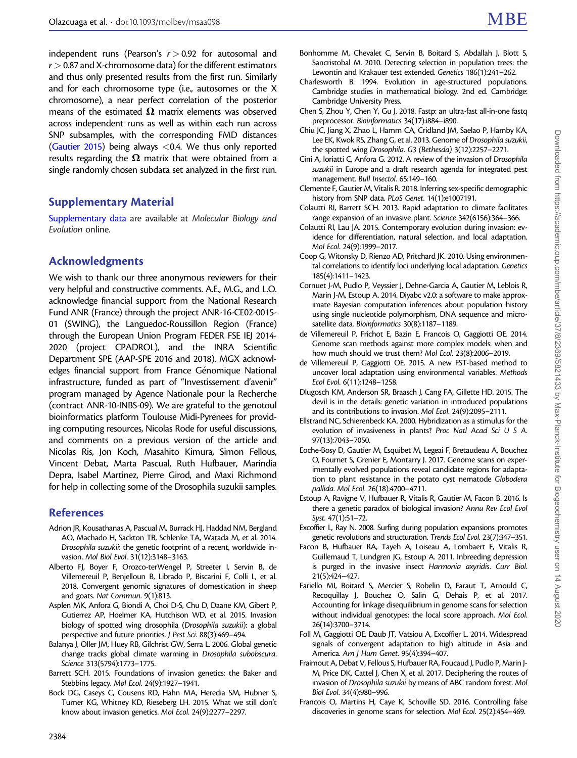independent runs (Pearson's $r > 0.92$ for autosomal and $r > 0.87$ and X-chromosome data) for the different estimators and thus only presented results from the first run. Similarly and for each chromosome type (i.e., autosomes or the X chromosome), a near perfect correlation of the posterior means of the estimated $\mathbf{\Omega}$ matrix elements was observed across independent runs as well as within each run across SNP subsamples, with the corresponding FMD distances (Gautier 2015) being always $<0.4$. We thus only reported results regarding the $\mathbf{\Omega}$ matrix that were obtained from a single randomly chosen subdata set analyzed in the first run.

## Supplementary Material

Supplementary data are available at *Molecular Biology and Evolution* online.

## Acknowledgments

We wish to thank our three anonymous reviewers for their very helpful and constructive comments. A.E., M.G., and L.O. acknowledge financial support from the National Research Fund ANR (France) through the project ANR-16-CE02-0015-01 (SWING), the Languedoc-Roussillon Region (France) through the European Union Program FEDER FSE IEJ 2014-2020 (project CPADROL), and the INRA Scientific Department SPE (AAP-SPE 2016 and 2018). MGX acknowledges financial support from France Génomique National infrastructure, funded as part of "Investissement d'avenir" program managed by Agence Nationale pour la Recherche (contract ANR-10-INBS-09). We are grateful to the genotoul bioinformatics platform Toulouse Midi-Pyrenees for providing computing resources, Nicolas Rode for useful discussions, and comments on a previous version of the article and Nicolas Ris, Jon Koch, Masahito Kimura, Simon Fellous, Vincent Debat, Marta Pascual, Ruth Hufbauer, Marindia Depra, Isabel Martinez, Pierre Girod, and Maxi Richmond for help in collecting some of the Drosophila suzukii samples.

## References

Adrion JR, Kousathanas A, Pascual M, Burrack HJ, Haddad NM, Bergland AO, Machado H, Sackton TB, Schlenke TA, Watada M, et al. 2014. *Drosophila suzukii*: the genetic footprint of a recent, worldwide invasion. *Mol Biol Evol.* 31(12):3148–3163.

Alberto FJ, Boyer F, Orozco-terWengel P, Streeter I, Servin B, de Villemereuil P, Benjelloun B, Librado P, Biscarini F, Colli L, et al. 2018. Convergent genomic signatures of domestication in sheep and goats. *Nat Commun.* 9(1):813.

Asplen MK, Anfora G, Biondi A, Choi D-S, Chu D, Daane KM, Gibert P, Gutierrez AP, Hoelmer KA, Hutchison WD, et al. 2015. Invasion biology of spotted wing drosophila (*Drosophila suzukii*): a global perspective and future priorities. *J Pest Sci.* 88(3):469–494.

Balanya J, Oller JM, Huey RB, Gilchrist GW, Serra L. 2006. Global genetic change tracks global climate warming in *Drosophila subobscura*. *Science* 313(5794):1773–1775.

Barrett SCH. 2015. Foundations of invasion genetics: the Baker and Stebbins legacy. *Mol Ecol.* 24(9):1927–1941.

Bock DG, Caseys C, Cousens RD, Hahn MA, Heredia SM, Hubner S, Turner KG, Whitney KD, Rieseberg LH. 2015. What we still don't know about invasion genetics. *Mol Ecol.* 24(9):2277–2297.

Bonhomme M, Chevalet C, Servin B, Boitard S, Abdallah J, Blott S, Sancristobal M. 2010. Detecting selection in population trees: the Lewontin and Krakauer test extended. *Genetics* 186(1):241–262.

Charlesworth B. 1994. Evolution in age-structured populations. Cambridge studies in mathematical biology. 2nd ed. Cambridge: Cambridge University Press.

Chen S, Zhou Y, Chen Y, Gu J. 2018. Fastp: an ultra-fast all-in-one fastq preprocessor. *Bioinformatics* 34(17):i884–i890.

Chiu JC, Jiang X, Zhao L, Hamm CA, Cridland JM, Saelao P, Hamby KA, Lee EK, Kwok RS, Zhang G, et al. 2013. Genome of *Drosophila suzukii*, the spotted wing *Drosophila*. *G3 (Bethesda)* 3(12):2257–2271.

Cini A, Ioriatti C, Anfora G. 2012. A review of the invasion of *Drosophila suzukii* in Europe and a draft research agenda for integrated pest management. *Bull Insectol.* 65:149–160.

Clemente F, Gautier M, Vitalis R. 2018. Inferring sex-specific demographic history from SNP data. *PLoS Genet.* 14(1):e1007191.

Colautti RI, Barrett SCH. 2013. Rapid adaptation to climate facilitates range expansion of an invasive plant. *Science* 342(6156):364–366.

Colautti RI, Lau JA. 2015. Contemporary evolution during invasion: evidence for differentiation, natural selection, and local adaptation. *Mol Ecol.* 24(9):1999–2017.

Coop G, Witonsky D, Rienzo AD, Pritchard JK. 2010. Using environmental correlations to identify loci underlying local adaptation. *Genetics* 185(4):1411–1423.

Cornuet J-M, Pudlo P, Veyssier J, Dehne-Garcia A, Gautier M, Leblois R, Marin J-M, Estoup A. 2014. Diyabc v2.0: a software to make approximate Bayesian computation inferences about population history using single nucleotide polymorphism, DNA sequence and microsatellite data. *Bioinformatics* 30(8):1187–1189.

de Villemereuil P, Frichot E, Bazin E, Francois O, Gaggiotti OE. 2014. Genome scan methods against more complex models: when and how much should we trust them? *Mol Ecol.* 23(8):2006–2019.

de Villemereuil P, Gaggiotti OE. 2015. A new FST-based method to uncover local adaptation using environmental variables. *Methods Ecol Evol.* 6(11):1248–1258.

Dlugosch KM, Anderson SR, Braasch J, Cang FA, Gillette HD. 2015. The devil is in the details: genetic variation in introduced populations and its contributions to invasion. *Mol Ecol.* 24(9):2095–2111.

Ellstrand NC, Schierenbeck KA. 2000. Hybridization as a stimulus for the evolution of invasiveness in plants? *Proc Natl Acad Sci U S A.* 97(13):7043–7050.

Eoche-Bosy D, Gautier M, Esquibet M, Legeai F, Bretaudeau A, Bouchez O, Fournet S, Grenier E, Montarry J. 2017. Genome scans on experimentally evolved populations reveal candidate regions for adaptation to plant resistance in the potato cyst nematode *Globodera pallida*. *Mol Ecol.* 26(18):4700–4711.

Estoup A, Ravigne V, Hufbauer R, Vitalis R, Gautier M, Facon B. 2016. Is there a genetic paradox of biological invasion? *Annu Rev Ecol Evol Syst.* 47(1):51–72.

Excoffier L, Ray N. 2008. Surfing during population expansions promotes genetic revolutions and structuration. *Trends Ecol Evol.* 23(7):347–351.

Facon B, Hufbauer RA, Tayeh A, Loiseau A, Lombaert E, Vitalis R, Guillemaud T, Lundgren JG, Estoup A. 2011. Inbreeding depression is purged in the invasive insect *Harmonia axyridis*. *Curr Biol.* 21(5):424–427.

Fariello MI, Boitard S, Mercier S, Robelin D, Faraut T, Arnould C, Recoquillay J, Bouchez O, Salin G, Dehais P, et al. 2017. Accounting for linkage disequilibrium in genome scans for selection without individual genotypes: the local score approach. *Mol Ecol.* 26(14):3700–3714.

Foll M, Gaggiotti OE, Daub JT, Vatsiou A, Excoffier L. 2014. Widespread signals of convergent adaptation to high altitude in Asia and America. *Am J Hum Genet.* 95(4):394–407.

Fraimout A, Debat V, Fellous S, Hufbauer RA, Foucaud J, Pudlo P, Marin J-M, Price DK, Cattel J, Chen X, et al. 2017. Deciphering the routes of invasion of *Drosophila suzukii* by means of ABC random forest. *Mol Biol Evol.* 34(4):980–996.

Francois O, Martins H, Caye K, Schoville SD. 2016. Controlling false discoveries in genome scans for selection. *Mol Ecol.* 25(2):454–469.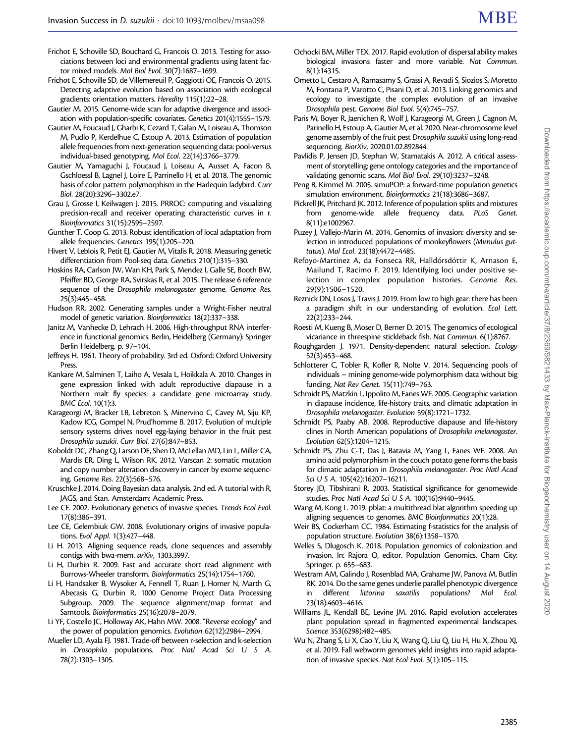Frichot E, Schoville SD, Bouchard G, Francois O. 2013. Testing for associations between loci and environmental gradients using latent factor mixed models. *Mol Biol Evol*. 30(7):1687–1699.

Frichot E, Schoville SD, de Villemereuil P, Gaggiotti OE, Francois O. 2015. Detecting adaptive evolution based on association with ecological gradients: orientation matters. *Heredity* 115(1):22–28.

Gautier M. 2015. Genome-wide scan for adaptive divergence and association with population-specific covariates. *Genetics* 201(4):1555–1579.

Gautier M, Foucaud J, Gharbi K, Cezard T, Galan M, Loiseau A, Thomson M, Pudlo P, Kerdelhue C, Estoup A. 2013. Estimation of population allele frequencies from next-generation sequencing data: pool-versus individual-based genotyping. *Mol Ecol*. 22(14):3766–3779.

Gautier M, Yamaguchi J, Foucaud J, Loiseau A, Ausset A, Facon B, Gschloessl B, Lagnel J, Loire E, Parrinello H, et al. 2018. The genomic basis of color pattern polymorphism in the Harlequin ladybird. *Curr Biol*. 28(20):3296–3302.e7.

Grau J, Grosse I, Keilwagen J. 2015. PRROC: computing and visualizing precision-recall and receiver operating characteristic curves in r. *Bioinformatics* 31(15):2595–2597.

Gunther T, Coop G. 2013. Robust identification of local adaptation from allele frequencies. *Genetics* 195(1):205–220.

Hivert V, Leblois R, Petit EJ, Gautier M, Vitalis R. 2018. Measuring genetic differentiation from Pool-seq data. *Genetics* 210(1):315–330.

Hoskins RA, Carlson JW, Wan KH, Park S, Mendez I, Galle SE, Booth BW, Pfeiffer BD, George RA, Svirskas R, et al. 2015. The release 6 reference sequence of the *Drosophila melanogaster* genome. *Genome Res*. 25(3):445–458.

Hudson RR. 2002. Generating samples under a Wright-Fisher neutral model of genetic variation. *Bioinformatics* 18(2):337–338.

Janitz M, Vanhecke D, Lehrach H. 2006. High-throughput RNA interference in functional genomics. Berlin, Heidelberg (Germany): Springer Berlin Heidelberg. p. 97–104.

Jeffreys H. 1961. Theory of probability. 3rd ed. Oxford: Oxford University Press.

Kankare M, Salminen T, Laiho A, Vesala L, Hoikkala A. 2010. Changes in gene expression linked with adult reproductive diapause in a Northern malt fly species: a candidate gene microarray study. *BMC Ecol*. 10(1):3.

Karageorgi M, Bracker LB, Lebreton S, Minervino C, Cavey M, Siju KP, Kadow ICG, Gompel N, Prud'homme B. 2017. Evolution of multiple sensory systems drives novel egg-laying behavior in the fruit pest *Drosophila suzukii*. *Curr Biol*. 27(6):847–853.

Koboldt DC, Zhang Q, Larson DE, Shen D, McLellan MD, Lin L, Miller CA, Mardis ER, Ding L, Wilson RK. 2012. Varscan 2: somatic mutation and copy number alteration discovery in cancer by exome sequencing. *Genome Res*. 22(3):568–576.

Kruschke J. 2014. Doing Bayesian data analysis. 2nd ed. A tutorial with R, JAGS, and Stan. Amsterdam: Academic Press.

Lee CE. 2002. Evolutionary genetics of invasive species. *Trends Ecol Evol*. 17(8):386–391.

Lee CE, Gelembiuk GW. 2008. Evolutionary origins of invasive populations. *Evol Appl*. 1(3):427–448.

Li H. 2013. Aligning sequence reads, clone sequences and assembly contigs with bwa-mem. *arXiv*, 1303.3997.

Li H, Durbin R. 2009. Fast and accurate short read alignment with Burrows-Wheeler transform. *Bioinformatics* 25(14):1754–1760.

Li H, Handsaker B, Wysoker A, Fennell T, Ruan J, Homer N, Marth G, Abecasis G, Durbin R, 1000 Genome Project Data Processing Subgroup. 2009. The sequence alignment/map format and Samtools. *Bioinformatics* 25(16):2078–2079.

Li YF, Costello JC, Holloway AK, Hahn MW. 2008. "Reverse ecology" and the power of population genomics. *Evolution* 62(12):2984–2994.

Mueller LD, Ayala FJ. 1981. Trade-off between r-selection and k-selection in *Drosophila* populations. *Proc Natl Acad Sci U S A*. 78(2):1303–1305.

Ochocki BM, Miller TEX. 2017. Rapid evolution of dispersal ability makes biological invasions faster and more variable. *Nat Commun*. 8(1):14315.

Ometto L, Cestaro A, Ramasamy S, Grassi A, Revadi S, Siozios S, Moretto M, Fontana P, Varotto C, Pisani D, et al. 2013. Linking genomics and ecology to investigate the complex evolution of an invasive *Drosophila* pest. *Genome Biol Evol*. 5(4):745–757.

Paris M, Boyer R, Jaenichen R, Wolf J, Karageorgi M, Green J, Cagnon M, Parinello H, Estoup A, Gautier M, et al. 2020. Near-chromosome level genome assembly of the fruit pest *Drosophila suzukii* using long-read sequencing. *BiorXiv*, 2020.01.02.892844.

Pavlidis P, Jensen JD, Stephan W, Stamatakis A. 2012. A critical assessment of storytelling: gene ontology categories and the importance of validating genomic scans. *Mol Biol Evol*. 29(10):3237–3248.

Peng B, Kimmel M. 2005. simuPOP: a forward-time population genetics simulation environment. *Bioinformatics* 21(18):3686–3687.

Pickrell JK, Pritchard JK. 2012. Inference of population splits and mixtures from genome-wide allele frequency data. *PLoS Genet*. 8(11):e1002967.

Puzey J, Vallejo-Marin M. 2014. Genomics of invasion: diversity and selection in introduced populations of monkeyflowers (*Mimulus guttatus*). *Mol Ecol*. 23(18):4472–4485.

Refoyo-Martinez A, da Fonseca RR, Halldórsdóttir K, Arnason E, Mailund T, Racimo F. 2019. Identifying loci under positive selection in complex population histories. *Genome Res*. 29(9):1506–1520.

Reznick DN, Losos J, Travis J. 2019. From low to high gear: there has been a paradigm shift in our understanding of evolution. *Ecol Lett*. 22(2):233–244.

Roesti M, Kueng B, Moser D, Berner D. 2015. The genomics of ecological vicariance in threespine stickleback fish. *Nat Commun*. 6(1):8767.

Roughgarden J. 1971. Density-dependent natural selection. *Ecology* 52(3):453–468.

Schlotterer C, Tobler R, Kofler R, Nolte V. 2014. Sequencing pools of individuals – mining genome-wide polymorphism data without big funding. *Nat Rev Genet*. 15(11):749–763.

Schmidt PS, Matzkin L, Ippolito M, Eanes WF. 2005. Geographic variation in diapause incidence, life-history traits, and climatic adaptation in *Drosophila melanogaster*. *Evolution* 59(8):1721–1732.

Schmidt PS, Paaby AB. 2008. Reproductive diapause and life-history clines in North American populations of *Drosophila melanogaster*. *Evolution* 62(5):1204–1215.

Schmidt PS, Zhu C-T, Das J, Batavia M, Yang L, Eanes WF. 2008. An amino acid polymorphism in the couch potato gene forms the basis for climatic adaptation in *Drosophila melanogaster*. *Proc Natl Acad Sci U S A*. 105(42):16207–16211.

Storey JD, Tibshirani R. 2003. Statistical significance for genomewide studies. *Proc Natl Acad Sci U S A*. 100(16):9440–9445.

Wang M, Kong L. 2019. pblat: a multithread blat algorithm speeding up aligning sequences to genomes. *BMC Bioinformatics* 20(1):28.

Weir BS, Cockerham CC. 1984. Estimating f-statistics for the analysis of population structure. *Evolution* 38(6):1358–1370.

Welles S, Dlugosch K. 2018. Population genomics of colonization and invasion. In: Rajora O, editor. Population Genomics. Cham City: Springer. p. 655–683.

Westram AM, Galindo J, Rosenblad MA, Grahame JW, Panova M, Butlin RK. 2014. Do the same genes underlie parallel phenotypic divergence in different *littorina saxatilis* populations? *Mol Ecol*. 23(18):4603–4616.

Williams JL, Kendall BE, Levine JM. 2016. Rapid evolution accelerates plant population spread in fragmented experimental landscapes. *Science* 353(6298):482–485.

Wu N, Zhang S, Li X, Cao Y, Liu X, Wang Q, Liu Q, Liu H, Hu X, Zhou XJ, et al. 2019. Fall webworm genomes yield insights into rapid adaptation of invasive species. *Nat Ecol Evol*. 3(1):105–115.